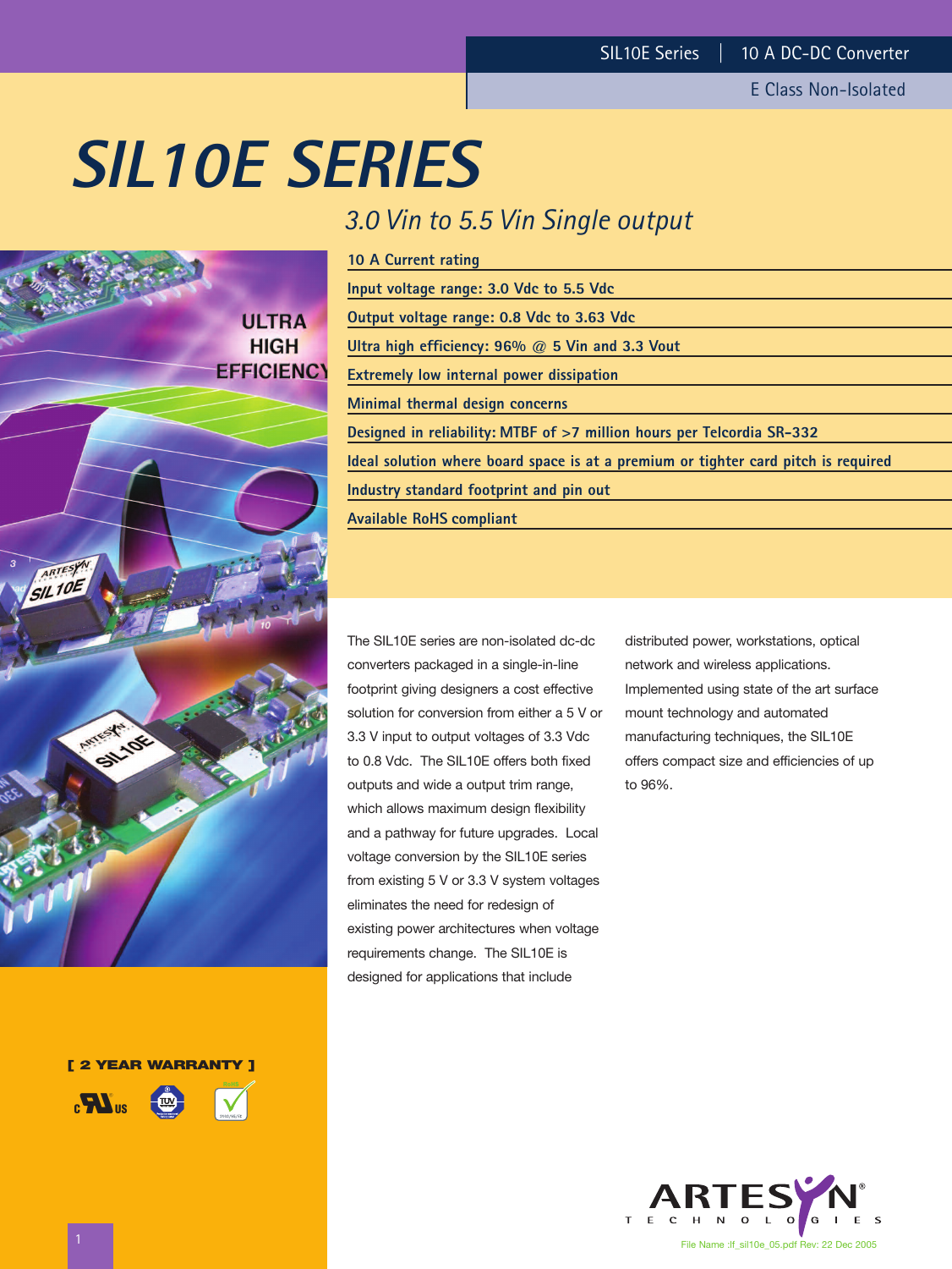SIL10E Series | 10 A DC-DC Converter

E Class Non-Isolated

# SIL10E SERIES

## *3.0 Vin to 5.5 Vin Single output*

- 10 A Current rating
- Input voltage range: 3.0 Vdc to 5.5 Vdc
- Output voltage range: 0.8 Vdc to 3.63 Vdc
- Ultra high efficiency: 96% @ 5 Vin and 3.3 Vout
- Extremely low internal power dissipation
- Minimal thermal design concerns
- Designed in reliability: MTBF of >7 million hours per Telcordia SR-332
- Ideal solution where board space is at a premium or tighter card pitch is required
- Industry standard footprint and pin out
- Available RoHS compliant

The SIL10E series are non-isolated dc-dc converters packaged in a single-in-line footprint giving designers a cost effective solution for conversion from either a 5 V or 3.3 V input to output voltages of 3.3 Vdc to 0.8 Vdc. The SIL10E offers both fixed outputs and wide a output trim range, which allows maximum design flexibility and a pathway for future upgrades. Local voltage conversion by the SIL10E series from existing 5 V or 3.3 V system voltages eliminates the need for redesign of existing power architectures when voltage requirements change. The SIL10E is designed for applications that include distributed power, workstations, optical network and wireless applications. Implemented using state of the art surface mount technology and automated manufacturing techniques, the SIL10E offers compact size and efficiencies of up to 96%.

[ 2 YEAR WARRANTY ]

File Name :lf_sil10e_05.pdf Rev: 22 Dec 2005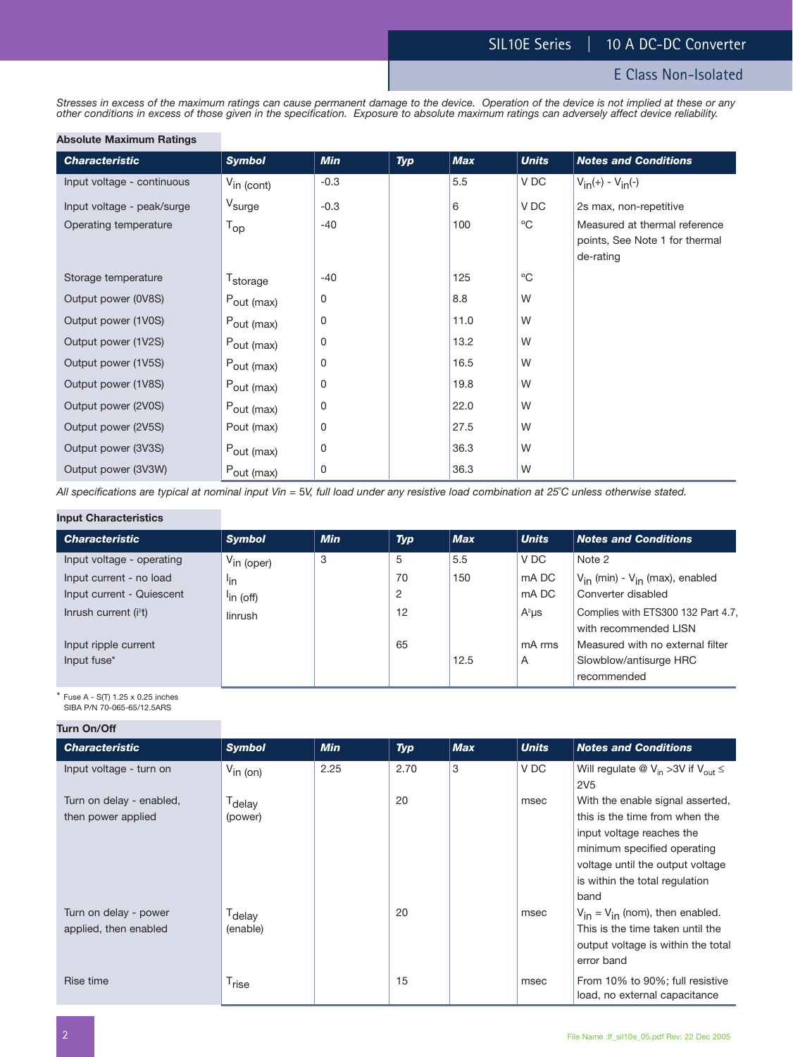*Stresses in excess of the maximum ratings can cause permanent damage to the device. Operation of the device is not implied at these or any other conditions in excess of those given in the specification. Exposure to absolute maximum ratings can adversely affect device reliability.*

## Absolute Maximum Ratings

| Characteristic | Symbol | Min | Typ | Max | Units | Notes and Conditions |
|---|---|---|---|---|---|---|
| Input voltage - continuous | $V_{in\ (cont)}$ | -0.3 | | 5.5 | V DC | $V_{in}(+)$ - $V_{in}(-)$ |
| Input voltage - peak/surge | $V_{surge}$ | -0.3 | | 6 | V DC | 2s max, non-repetitive |
| Operating temperature | $T_{op}$ | -40 | | 100 | °C | Measured at thermal reference points, See Note 1 for thermal de-rating |
| Storage temperature | $T_{storage}$ | -40 | | 125 | °C | |
| Output power (0V8S) | $P_{out\ (max)}$ | 0 | | 8.8 | W | |
| Output power (1V0S) | $P_{out\ (max)}$ | 0 | | 11.0 | W | |
| Output power (1V2S) | $P_{out\ (max)}$ | 0 | | 13.2 | W | |
| Output power (1V5S) | $P_{out\ (max)}$ | 0 | | 16.5 | W | |
| Output power (1V8S) | $P_{out\ (max)}$ | 0 | | 19.8 | W | |
| Output power (2V0S) | $P_{out\ (max)}$ | 0 | | 22.0 | W | |
| Output power (2V5S) | Pout (max) | 0 | | 27.5 | W | |
| Output power (3V3S) | $P_{out\ (max)}$ | 0 | | 36.3 | W | |
| Output power (3V3W) | $P_{out\ (max)}$ | 0 | | 36.3 | W | |

*All specifications are typical at nominal input Vin = 5V, full load under any resistive load combination at 25°C unless otherwise stated.*

## Input Characteristics

| Characteristic | Symbol | Min | Typ | Max | Units | Notes and Conditions |
|---|---|---|---|---|---|---|
| Input voltage - operating | $V_{in\ (oper)}$ | 3 | 5 | 5.5 | V DC | Note 2 |
| Input current - no load | $I_{in}$ | | 70 | 150 | mA DC | $V_{in}$ (min) - $V_{in}$ (max), enabled |
| Input current - Quiescent | $I_{in\ (off)}$ | | 2 | | mA DC | Converter disabled |
| Inrush current (i²t) | Iinrush | | 12 | | A²µs | Complies with ETS300 132 Part 4.7, with recommended LISN |
| Input ripple current | | | 65 | | mA rms | Measured with no external filter |
| Input fuse* | | | | 12.5 | A | Slowblow/antisurge HRC recommended |

\* Fuse A - S(T) 1.25 x 0.25 inches
SIBA P/N 70-065-65/12.5ARS

## Turn On/Off

| Characteristic | Symbol | Min | Typ | Max | Units | Notes and Conditions |
|---|---|---|---|---|---|---|
| Input voltage - turn on | $V_{in\ (on)}$ | 2.25 | 2.70 | 3 | V DC | Will regulate @ $V_{in}$ >3V if $V_{out} \leq$ 2V5 |
| Turn on delay - enabled, then power applied | $T_{delay}$ (power) | | 20 | | msec | With the enable signal asserted, this is the time from when the input voltage reaches the minimum specified operating voltage until the output voltage is within the total regulation band |
| Turn on delay - power applied, then enabled | $T_{delay}$ (enable) | | 20 | | msec | $V_{in}$ = $V_{in}$ (nom), then enabled. This is the time taken until the output voltage is within the total error band |
| Rise time | $T_{rise}$ | | 15 | | msec | From 10% to 90%; full resistive load, no external capacitance |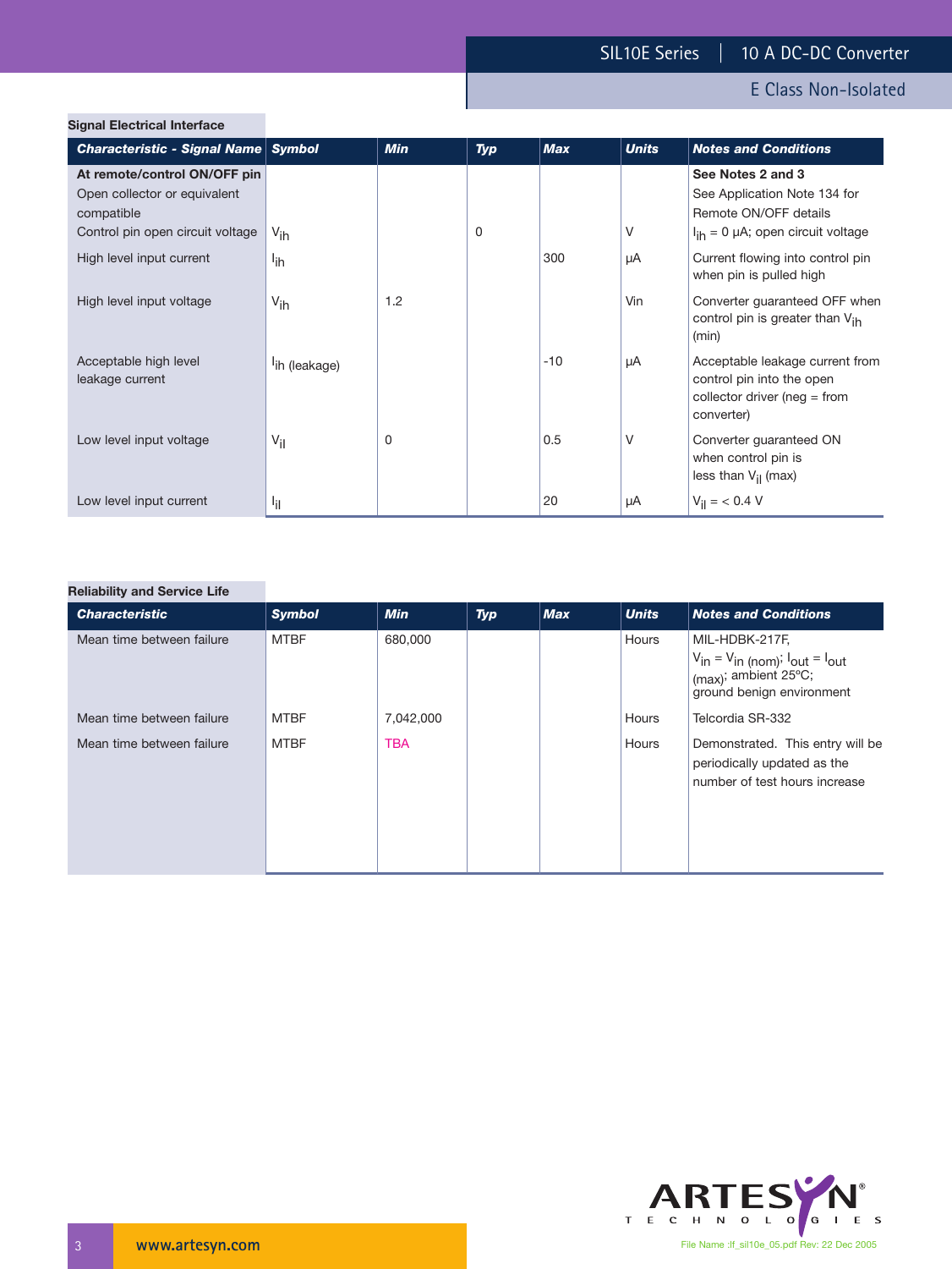## Signal Electrical Interface

| Characteristic - Signal Name | Symbol | Min | Typ | Max | Units | Notes and Conditions |
|---|---|---|---|---|---|---|
| **At remote/control ON/OFF pin** | | | | | | **See Notes 2 and 3** |
| Open collector or equivalent compatible | | | | | | See Application Note 134 for Remote ON/OFF details |
| Control pin open circuit voltage | $V_{ih}$ | | 0 | | V | $I_{ih}$ = 0 μA; open circuit voltage |
| High level input current | $I_{ih}$ | | | 300 | μA | Current flowing into control pin when pin is pulled high |
| High level input voltage | $V_{ih}$ | 1.2 | | | Vin | Converter guaranteed OFF when control pin is greater than $V_{ih}$ (min) |
| Acceptable high level leakage current | $I_{ih}$ (leakage) | | | -10 | μA | Acceptable leakage current from control pin into the open collector driver (neg = from converter) |
| Low level input voltage | $V_{il}$ | 0 | | 0.5 | V | Converter guaranteed ON when control pin is less than $V_{il}$ (max) |
| Low level input current | $I_{il}$ | | | 20 | μA | $V_{il}$ = < 0.4 V |

## Reliability and Service Life

| Characteristic | Symbol | Min | Typ | Max | Units | Notes and Conditions |
|---|---|---|---|---|---|---|
| Mean time between failure | MTBF | 680,000 | | | Hours | MIL-HDBK-217F, $V_{in} = V_{in\ (nom)}$; $I_{out} = I_{out\ (max)}$; ambient 25ºC; ground benign environment |
| Mean time between failure | MTBF | 7,042,000 | | | Hours | Telcordia SR-332 |
| Mean time between failure | MTBF | TBA | | | Hours | Demonstrated. This entry will be periodically updated as the number of test hours increase |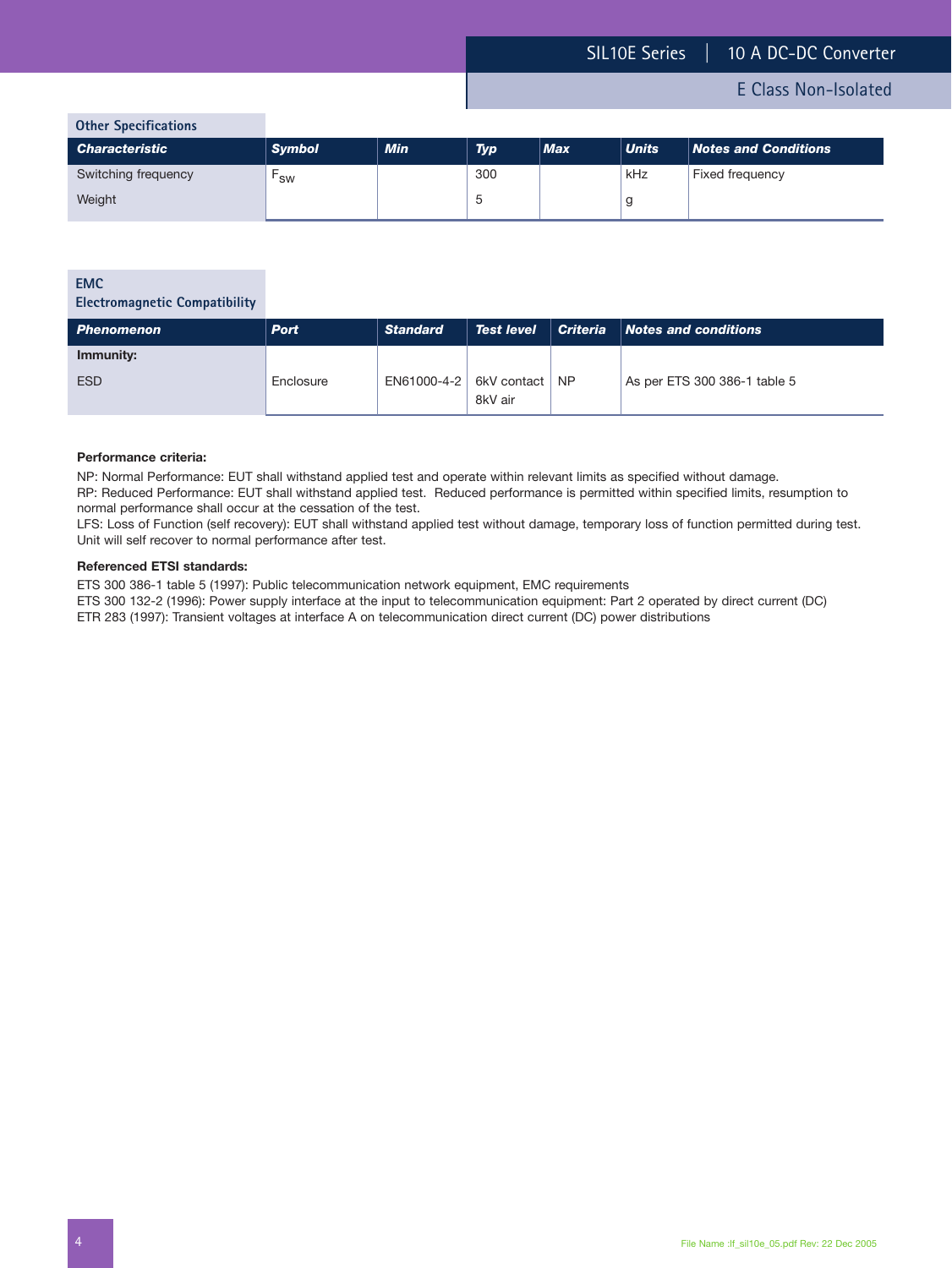## Other Specifications

| Characteristic | Symbol | Min | Typ | Max | Units | Notes and Conditions |
|---|---|---|---|---|---|---|
| Switching frequency | $F_{SW}$ | | 300 | | kHz | Fixed frequency |
| Weight | | | 5 | | g | |

## EMC
## Electromagnetic Compatibility

| Phenomenon | Port | Standard | Test level | Criteria | Notes and conditions |
|---|---|---|---|---|---|
| **Immunity:** | | | | | |
| ESD | Enclosure | EN61000-4-2 | 6kV contact<br>8kV air | NP | As per ETS 300 386-1 table 5 |

**Performance criteria:**

NP: Normal Performance: EUT shall withstand applied test and operate within relevant limits as specified without damage.
RP: Reduced Performance: EUT shall withstand applied test. Reduced performance is permitted within specified limits, resumption to normal performance shall occur at the cessation of the test.
LFS: Loss of Function (self recovery): EUT shall withstand applied test without damage, temporary loss of function permitted during test. Unit will self recover to normal performance after test.

**Referenced ETSI standards:**

ETS 300 386-1 table 5 (1997): Public telecommunication network equipment, EMC requirements
ETS 300 132-2 (1996): Power supply interface at the input to telecommunication equipment: Part 2 operated by direct current (DC)
ETR 283 (1997): Transient voltages at interface A on telecommunication direct current (DC) power distributions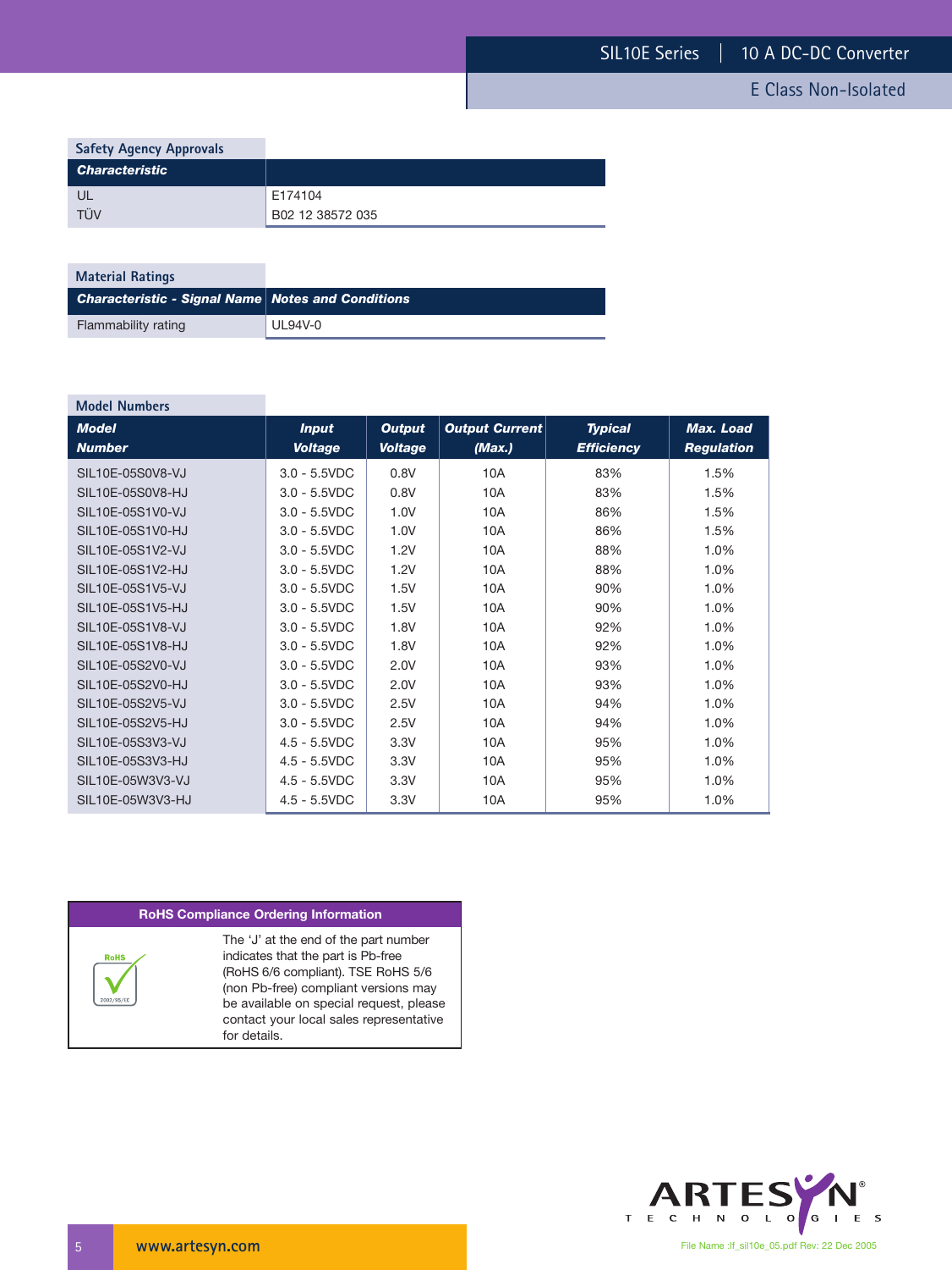## Safety Agency Approvals

| Characteristic | |
|---|---|
| UL | E174104 |
| TÜV | B02 12 38572 035 |

## Material Ratings

| Characteristic - Signal Name | Notes and Conditions |
|---|---|
| Flammability rating | UL94V-0 |

## Model Numbers

| Model Number | Input Voltage | Output Voltage | Output Current (Max.) | Typical Efficiency | Max. Load Regulation |
|---|---|---|---|---|---|
| SIL10E-05S0V8-VJ | 3.0 - 5.5VDC | 0.8V | 10A | 83% | 1.5% |
| SIL10E-05S0V8-HJ | 3.0 - 5.5VDC | 0.8V | 10A | 83% | 1.5% |
| SIL10E-05S1V0-VJ | 3.0 - 5.5VDC | 1.0V | 10A | 86% | 1.5% |
| SIL10E-05S1V0-HJ | 3.0 - 5.5VDC | 1.0V | 10A | 86% | 1.5% |
| SIL10E-05S1V2-VJ | 3.0 - 5.5VDC | 1.2V | 10A | 88% | 1.0% |
| SIL10E-05S1V2-HJ | 3.0 - 5.5VDC | 1.2V | 10A | 88% | 1.0% |
| SIL10E-05S1V5-VJ | 3.0 - 5.5VDC | 1.5V | 10A | 90% | 1.0% |
| SIL10E-05S1V5-HJ | 3.0 - 5.5VDC | 1.5V | 10A | 90% | 1.0% |
| SIL10E-05S1V8-VJ | 3.0 - 5.5VDC | 1.8V | 10A | 92% | 1.0% |
| SIL10E-05S1V8-HJ | 3.0 - 5.5VDC | 1.8V | 10A | 92% | 1.0% |
| SIL10E-05S2V0-VJ | 3.0 - 5.5VDC | 2.0V | 10A | 93% | 1.0% |
| SIL10E-05S2V0-HJ | 3.0 - 5.5VDC | 2.0V | 10A | 93% | 1.0% |
| SIL10E-05S2V5-VJ | 3.0 - 5.5VDC | 2.5V | 10A | 94% | 1.0% |
| SIL10E-05S2V5-HJ | 3.0 - 5.5VDC | 2.5V | 10A | 94% | 1.0% |
| SIL10E-05S3V3-VJ | 4.5 - 5.5VDC | 3.3V | 10A | 95% | 1.0% |
| SIL10E-05S3V3-HJ | 4.5 - 5.5VDC | 3.3V | 10A | 95% | 1.0% |
| SIL10E-05W3V3-VJ | 4.5 - 5.5VDC | 3.3V | 10A | 95% | 1.0% |
| SIL10E-05W3V3-HJ | 4.5 - 5.5VDC | 3.3V | 10A | 95% | 1.0% |

**RoHS Compliance Ordering Information**

The 'J' at the end of the part number indicates that the part is Pb-free (RoHS 6/6 compliant). TSE RoHS 5/6 (non Pb-free) compliant versions may be available on special request, please contact your local sales representative for details.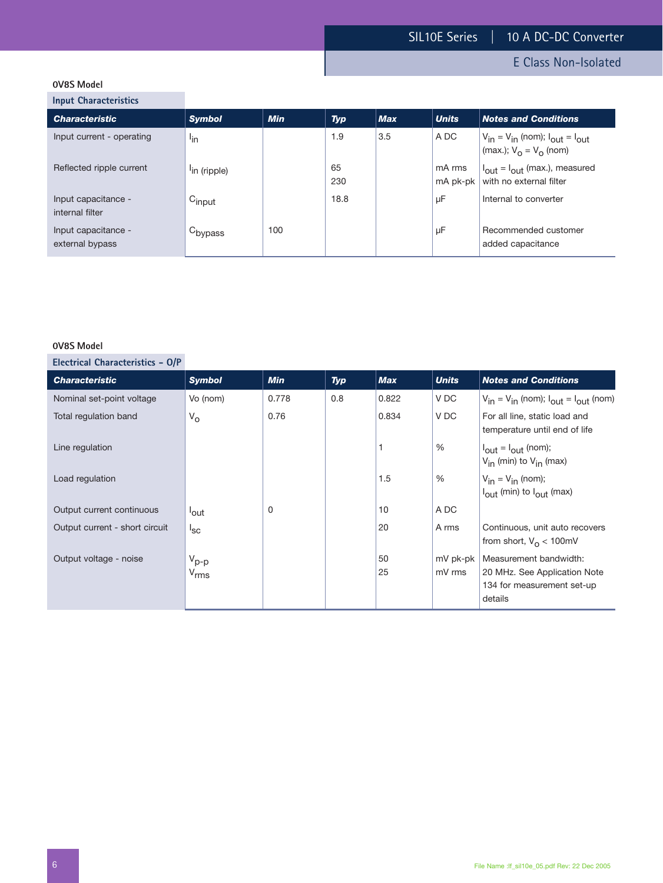### 0V8S Model

#### Input Characteristics

| Characteristic | Symbol | Min | Typ | Max | Units | Notes and Conditions |
|---|---|---|---|---|---|---|
| Input current - operating | $I_{in}$ | | 1.9 | 3.5 | A DC | $V_{in} = V_{in}$ (nom); $I_{out} = I_{out}$ (max.); $V_o = V_o$ (nom) |
| Reflected ripple current | $I_{in\ (ripple)}$ | | 65<br>230 | | mA rms<br>mA pk-pk | $I_{out} = I_{out}$ (max.), measured with no external filter |
| Input capacitance - internal filter | $C_{input}$ | | 18.8 | | µF | Internal to converter |
| Input capacitance - external bypass | $C_{bypass}$ | 100 | | | µF | Recommended customer added capacitance |

### 0V8S Model

#### Electrical Characteristics – O/P

| Characteristic | Symbol | Min | Typ | Max | Units | Notes and Conditions |
|---|---|---|---|---|---|---|
| Nominal set-point voltage | Vo (nom) | 0.778 | 0.8 | 0.822 | V DC | $V_{in} = V_{in}$ (nom); $I_{out} = I_{out}$ (nom) |
| Total regulation band | $V_o$ | 0.76 | | 0.834 | V DC | For all line, static load and temperature until end of life |
| Line regulation | | | | 1 | % | $I_{out} = I_{out}$ (nom); $V_{in}$ (min) to $V_{in}$ (max) |
| Load regulation | | | | 1.5 | % | $V_{in} = V_{in}$ (nom); $I_{out}$ (min) to $I_{out}$ (max) |
| Output current continuous | $I_{out}$ | 0 | | 10 | A DC | |
| Output current - short circuit | $I_{sc}$ | | | 20 | A rms | Continuous, unit auto recovers from short, $V_o$ < 100mV |
| Output voltage - noise | $V_{p-p}$<br>$V_{rms}$ | | | 50<br>25 | mV pk-pk<br>mV rms | Measurement bandwidth: 20 MHz. See Application Note 134 for measurement set-up details |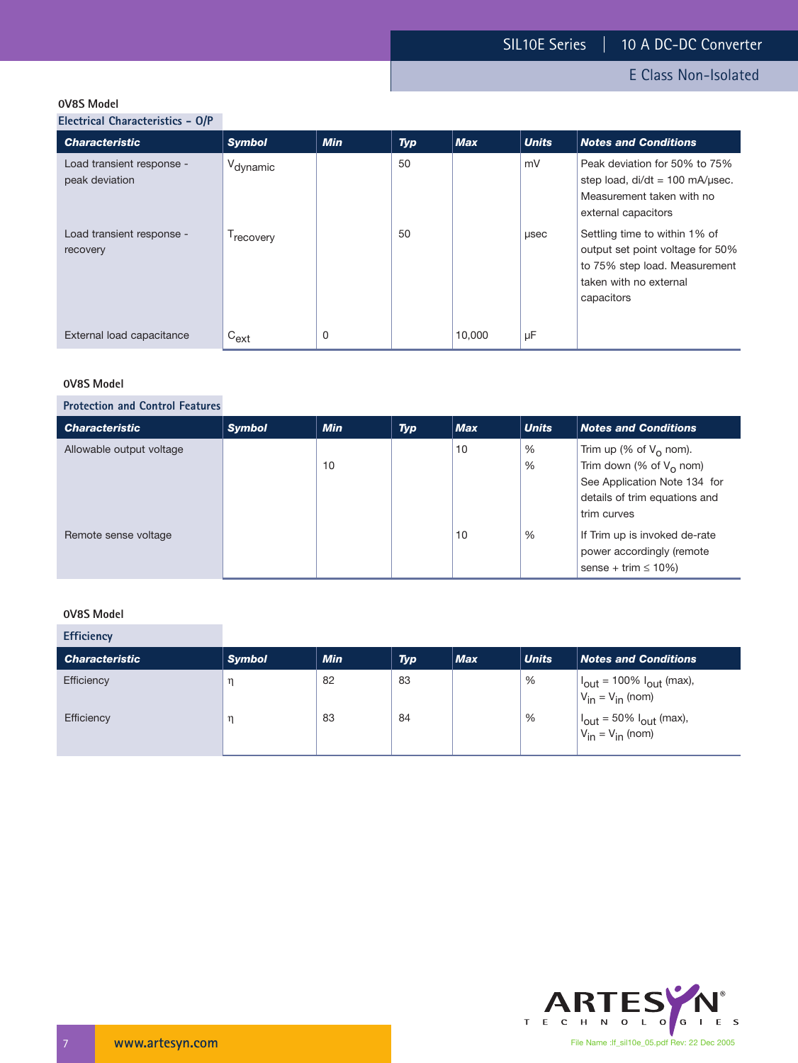## 0V8S Model

### Electrical Characteristics - O/P

| Characteristic | Symbol | Min | Typ | Max | Units | Notes and Conditions |
|---|---|---|---|---|---|---|
| Load transient response - peak deviation | $V_{dynamic}$ | | 50 | | mV | Peak deviation for 50% to 75% step load, di/dt = 100 mA/μsec. Measurement taken with no external capacitors |
| Load transient response - recovery | $T_{recovery}$ | | 50 | | μsec | Settling time to within 1% of output set point voltage for 50% to 75% step load. Measurement taken with no external capacitors |
| External load capacitance | $C_{ext}$ | 0 | | 10,000 | μF | |

## 0V8S Model

### Protection and Control Features

| Characteristic | Symbol | Min | Typ | Max | Units | Notes and Conditions |
|---|---|---|---|---|---|---|
| Allowable output voltage | | | | 10 | % | Trim up (% of $V_o$ nom). |
| | | 10 | | | % | Trim down (% of $V_o$ nom) See Application Note 134 for details of trim equations and trim curves |
| Remote sense voltage | | | | 10 | % | If Trim up is invoked de-rate power accordingly (remote sense + trim ≤ 10%) |

## 0V8S Model

### Efficiency

| Characteristic | Symbol | Min | Typ | Max | Units | Notes and Conditions |
|---|---|---|---|---|---|---|
| Efficiency | η | 82 | 83 | | % | $I_{out}$ = 100% $I_{out}$ (max), $V_{in}$ = $V_{in}$ (nom) |
| Efficiency | η | 83 | 84 | | % | $I_{out}$ = 50% $I_{out}$ (max), $V_{in}$ = $V_{in}$ (nom) |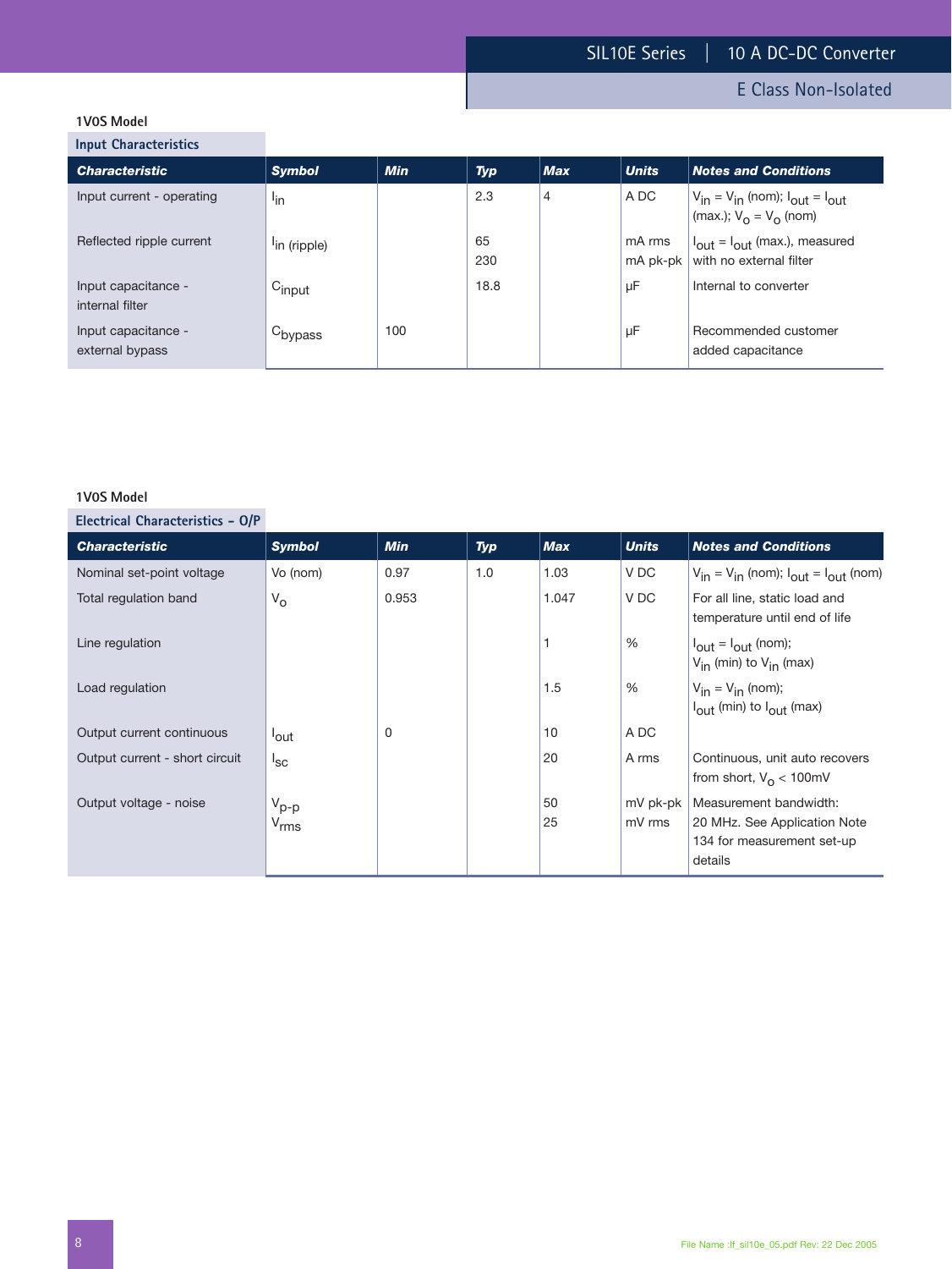### 1V0S Model

#### Input Characteristics

| Characteristic | Symbol | Min | Typ | Max | Units | Notes and Conditions |
|---|---|---|---|---|---|---|
| Input current - operating | $I_{in}$ | | 2.3 | 4 | A DC | $V_{in} = V_{in}$ (nom); $I_{out} = I_{out}$ (max.); $V_o = V_o$ (nom) |
| Reflected ripple current | $I_{in\ (ripple)}$ | | 65<br>230 | | mA rms<br>mA pk-pk | $I_{out} = I_{out}$ (max.), measured with no external filter |
| Input capacitance - internal filter | $C_{input}$ | | 18.8 | | µF | Internal to converter |
| Input capacitance - external bypass | $C_{bypass}$ | 100 | | | µF | Recommended customer added capacitance |

### 1V0S Model

#### Electrical Characteristics – O/P

| Characteristic | Symbol | Min | Typ | Max | Units | Notes and Conditions |
|---|---|---|---|---|---|---|
| Nominal set-point voltage | Vo (nom) | 0.97 | 1.0 | 1.03 | V DC | $V_{in} = V_{in}$ (nom); $I_{out} = I_{out}$ (nom) |
| Total regulation band | $V_o$ | 0.953 | | 1.047 | V DC | For all line, static load and temperature until end of life |
| Line regulation | | | | 1 | % | $I_{out} = I_{out}$ (nom); $V_{in}$ (min) to $V_{in}$ (max) |
| Load regulation | | | | 1.5 | % | $V_{in} = V_{in}$ (nom); $I_{out}$ (min) to $I_{out}$ (max) |
| Output current continuous | $I_{out}$ | 0 | | 10 | A DC | |
| Output current - short circuit | $I_{sc}$ | | | 20 | A rms | Continuous, unit auto recovers from short, $V_o < 100mV$ |
| Output voltage - noise | $V_{p\text{-}p}$<br>$V_{rms}$ | | | 50<br>25 | mV pk-pk<br>mV rms | Measurement bandwidth: 20 MHz. See Application Note 134 for measurement set-up details |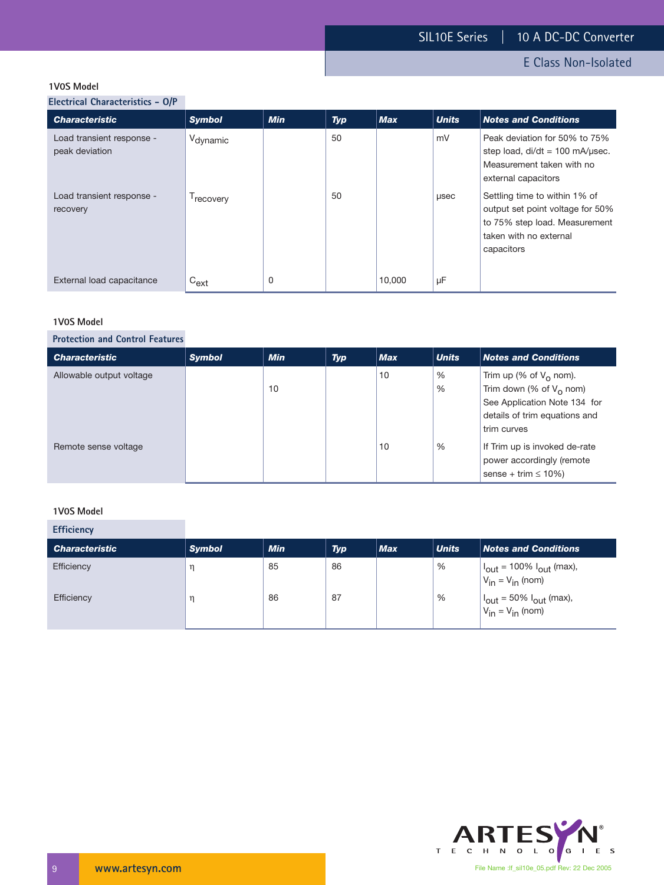### 1V0S Model

**Electrical Characteristics - O/P**

| Characteristic | Symbol | Min | Typ | Max | Units | Notes and Conditions |
|---|---|---|---|---|---|---|
| Load transient response - peak deviation | $V_{dynamic}$ | | 50 | | mV | Peak deviation for 50% to 75% step load, di/dt = 100 mA/μsec. Measurement taken with no external capacitors |
| Load transient response - recovery | $T_{recovery}$ | | 50 | | μsec | Settling time to within 1% of output set point voltage for 50% to 75% step load. Measurement taken with no external capacitors |
| External load capacitance | $C_{ext}$ | 0 | | 10,000 | μF | |

### 1V0S Model

**Protection and Control Features**

| Characteristic | Symbol | Min | Typ | Max | Units | Notes and Conditions |
|---|---|---|---|---|---|---|
| Allowable output voltage | | | | 10 | % | Trim up (% of $V_O$ nom). |
| | | 10 | | | % | Trim down (% of $V_O$ nom) See Application Note 134 for details of trim equations and trim curves |
| Remote sense voltage | | | | 10 | % | If Trim up is invoked de-rate power accordingly (remote sense + trim ≤ 10%) |

### 1V0S Model

**Efficiency**

| Characteristic | Symbol | Min | Typ | Max | Units | Notes and Conditions |
|---|---|---|---|---|---|---|
| Efficiency | η | 85 | 86 | | % | $I_{out}$ = 100% $I_{out}$ (max), $V_{in} = V_{in}$ (nom) |
| Efficiency | η | 86 | 87 | | % | $I_{out}$ = 50% $I_{out}$ (max), $V_{in} = V_{in}$ (nom) |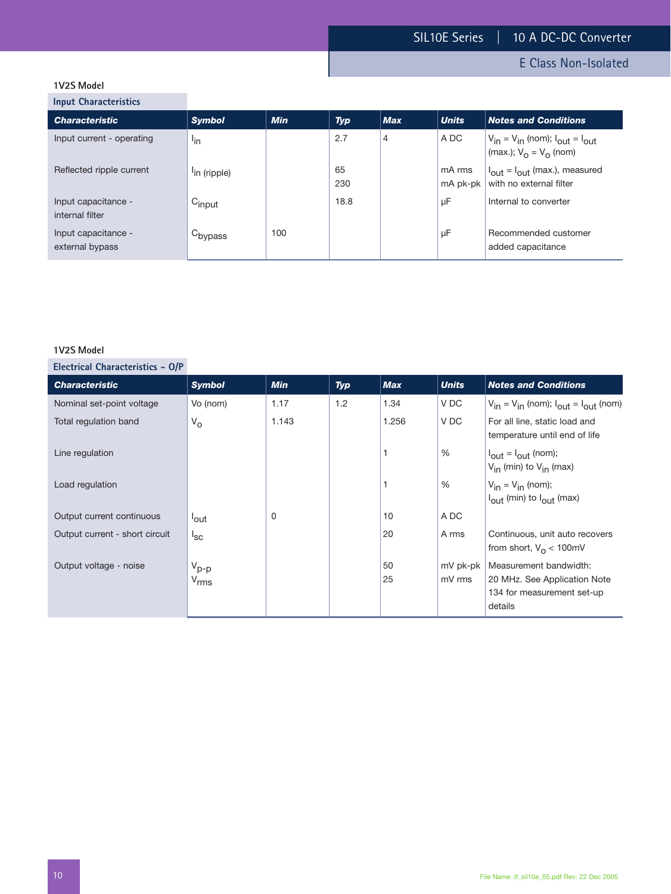### 1V2S Model

#### Input Characteristics

| Characteristic | Symbol | Min | Typ | Max | Units | Notes and Conditions |
|---|---|---|---|---|---|---|
| Input current - operating | $I_{in}$ | | 2.7 | 4 | A DC | $V_{in} = V_{in}$ (nom); $I_{out} = I_{out}$ (max.); $V_o = V_o$ (nom) |
| Reflected ripple current | $I_{in\ (ripple)}$ | | 65<br>230 | | mA rms<br>mA pk-pk | $I_{out} = I_{out}$ (max.), measured with no external filter |
| Input capacitance - internal filter | $C_{input}$ | | 18.8 | | µF | Internal to converter |
| Input capacitance - external bypass | $C_{bypass}$ | 100 | | | µF | Recommended customer added capacitance |

### 1V2S Model

#### Electrical Characteristics – O/P

| Characteristic | Symbol | Min | Typ | Max | Units | Notes and Conditions |
|---|---|---|---|---|---|---|
| Nominal set-point voltage | Vo (nom) | 1.17 | 1.2 | 1.34 | V DC | $V_{in} = V_{in}$ (nom); $I_{out} = I_{out}$ (nom) |
| Total regulation band | $V_o$ | 1.143 | | 1.256 | V DC | For all line, static load and temperature until end of life |
| Line regulation | | | | 1 | % | $I_{out} = I_{out}$ (nom); $V_{in}$ (min) to $V_{in}$ (max) |
| Load regulation | | | | 1 | % | $V_{in} = V_{in}$ (nom); $I_{out}$ (min) to $I_{out}$ (max) |
| Output current continuous | $I_{out}$ | 0 | | 10 | A DC | |
| Output current - short circuit | $I_{sc}$ | | | 20 | A rms | Continuous, unit auto recovers from short, $V_o$ < 100mV |
| Output voltage - noise | $V_{p-p}$<br>$V_{rms}$ | | | 50<br>25 | mV pk-pk<br>mV rms | Measurement bandwidth: 20 MHz. See Application Note 134 for measurement set-up details |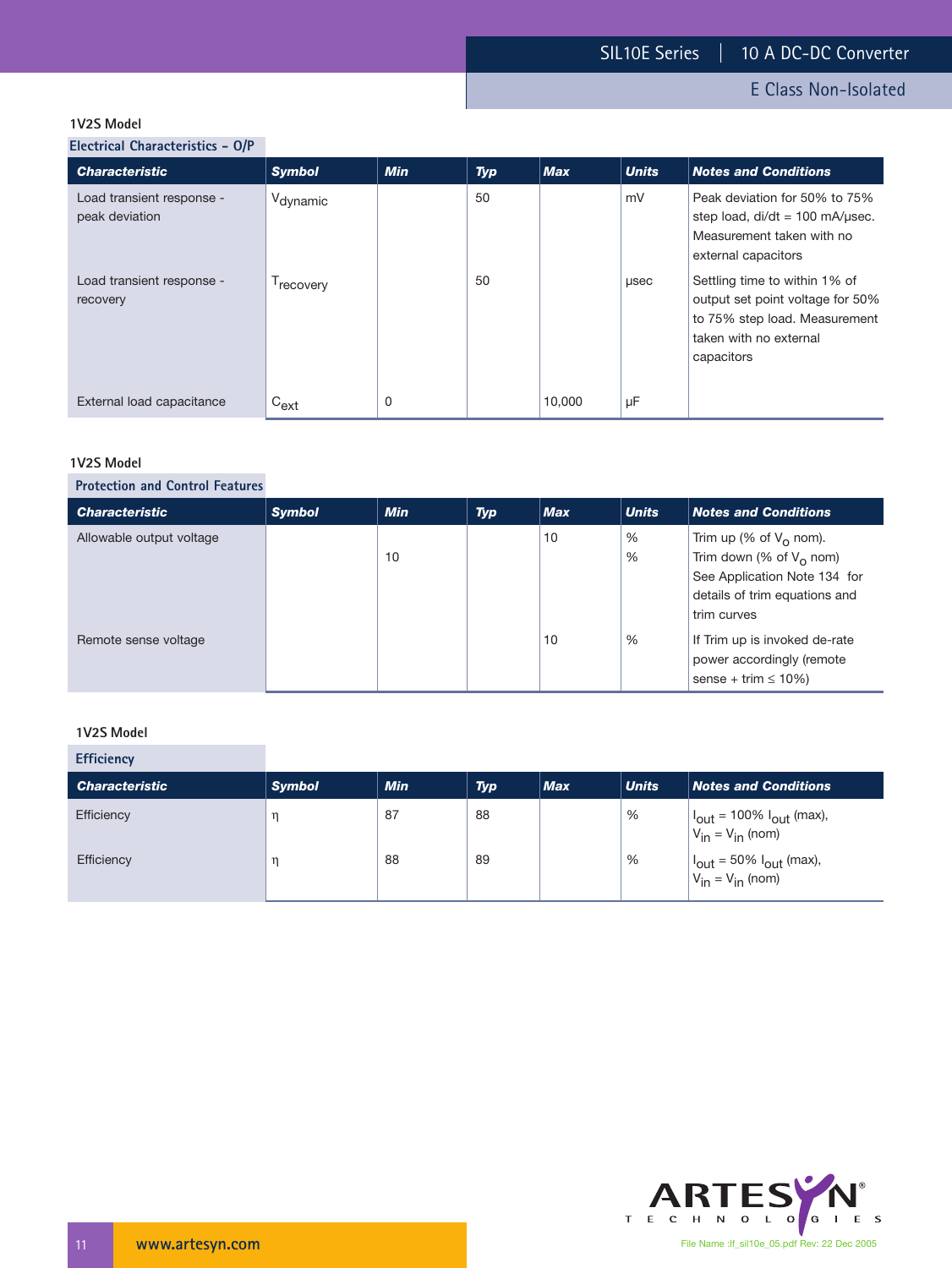### 1V2S Model

#### Electrical Characteristics - O/P

| Characteristic | Symbol | Min | Typ | Max | Units | Notes and Conditions |
|---|---|---|---|---|---|---|
| Load transient response - peak deviation | $V_{dynamic}$ | | 50 | | mV | Peak deviation for 50% to 75% step load, di/dt = 100 mA/μsec. Measurement taken with no external capacitors |
| Load transient response - recovery | $T_{recovery}$ | | 50 | | μsec | Settling time to within 1% of output set point voltage for 50% to 75% step load. Measurement taken with no external capacitors |
| External load capacitance | $C_{ext}$ | 0 | | 10,000 | μF | |

### 1V2S Model

#### Protection and Control Features

| Characteristic | Symbol | Min | Typ | Max | Units | Notes and Conditions |
|---|---|---|---|---|---|---|
| Allowable output voltage | | | | 10 | % | Trim up (% of $V_O$ nom). |
| | | 10 | | | % | Trim down (% of $V_O$ nom) See Application Note 134 for details of trim equations and trim curves |
| Remote sense voltage | | | | 10 | % | If Trim up is invoked de-rate power accordingly (remote sense + trim ≤ 10%) |

### 1V2S Model

#### Efficiency

| Characteristic | Symbol | Min | Typ | Max | Units | Notes and Conditions |
|---|---|---|---|---|---|---|
| Efficiency | η | 87 | 88 | | % | $I_{out}$ = 100% $I_{out}$ (max), $V_{in}$ = $V_{in}$ (nom) |
| Efficiency | η | 88 | 89 | | % | $I_{out}$ = 50% $I_{out}$ (max), $V_{in}$ = $V_{in}$ (nom) |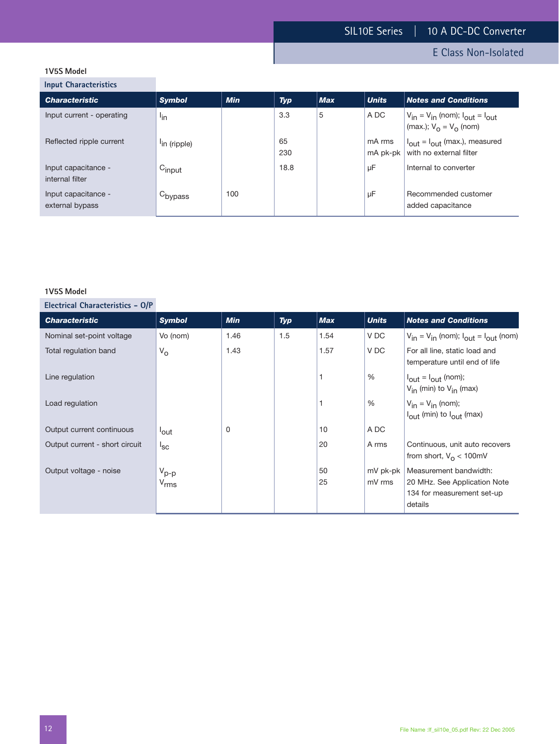### 1V5S Model

#### Input Characteristics

| Characteristic | Symbol | Min | Typ | Max | Units | Notes and Conditions |
|---|---|---|---|---|---|---|
| Input current - operating | $I_{in}$ | | 3.3 | 5 | A DC | $V_{in} = V_{in}$ (nom); $I_{out} = I_{out}$ (max.); $V_o = V_o$ (nom) |
| Reflected ripple current | $I_{in\ (ripple)}$ | | 65<br>230 | | mA rms<br>mA pk-pk | $I_{out} = I_{out}$ (max.), measured with no external filter |
| Input capacitance - internal filter | $C_{input}$ | | 18.8 | | µF | Internal to converter |
| Input capacitance - external bypass | $C_{bypass}$ | 100 | | | µF | Recommended customer added capacitance |

### 1V5S Model

#### Electrical Characteristics – O/P

| Characteristic | Symbol | Min | Typ | Max | Units | Notes and Conditions |
|---|---|---|---|---|---|---|
| Nominal set-point voltage | Vo (nom) | 1.46 | 1.5 | 1.54 | V DC | $V_{in} = V_{in}$ (nom); $I_{out} = I_{out}$ (nom) |
| Total regulation band | $V_o$ | 1.43 | | 1.57 | V DC | For all line, static load and temperature until end of life |
| Line regulation | | | | 1 | % | $I_{out} = I_{out}$ (nom); $V_{in}$ (min) to $V_{in}$ (max) |
| Load regulation | | | | 1 | % | $V_{in} = V_{in}$ (nom); $I_{out}$ (min) to $I_{out}$ (max) |
| Output current continuous | $I_{out}$ | 0 | | 10 | A DC | |
| Output current - short circuit | $I_{sc}$ | | | 20 | A rms | Continuous, unit auto recovers from short, $V_o < 100$mV |
| Output voltage - noise | $V_{p-p}$<br>$V_{rms}$ | | | 50<br>25 | mV pk-pk<br>mV rms | Measurement bandwidth: 20 MHz. See Application Note 134 for measurement set-up details |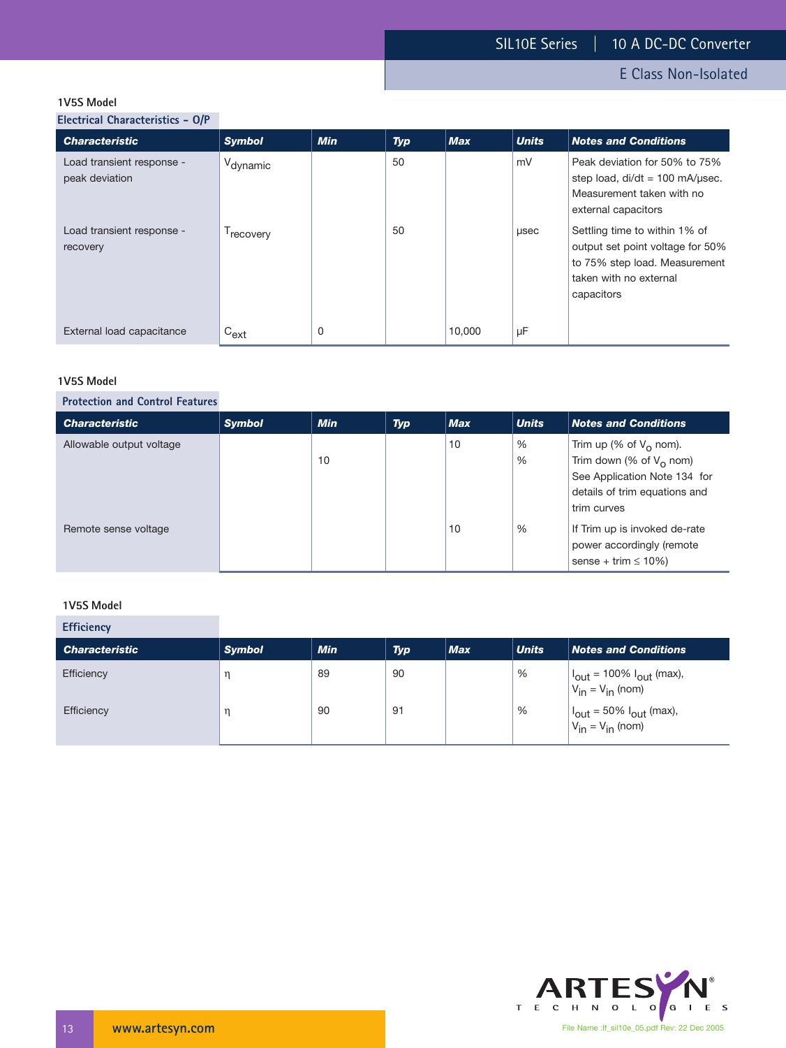## 1V5S Model

### Electrical Characteristics - O/P

| *Characteristic* | *Symbol* | *Min* | *Typ* | *Max* | *Units* | *Notes and Conditions* |
|---|---|---|---|---|---|---|
| Load transient response - peak deviation | $V_{dynamic}$ | | 50 | | mV | Peak deviation for 50% to 75% step load, di/dt = 100 mA/µsec. Measurement taken with no external capacitors |
| Load transient response - recovery | $T_{recovery}$ | | 50 | | µsec | Settling time to within 1% of output set point voltage for 50% to 75% step load. Measurement taken with no external capacitors |
| External load capacitance | $C_{ext}$ | 0 | | 10,000 | µF | |

## 1V5S Model

### Protection and Control Features

| *Characteristic* | *Symbol* | *Min* | *Typ* | *Max* | *Units* | *Notes and Conditions* |
|---|---|---|---|---|---|---|
| Allowable output voltage | | | | 10 | % | Trim up (% of $V_o$ nom). |
| | | 10 | | | % | Trim down (% of $V_o$ nom) See Application Note 134 for details of trim equations and trim curves |
| Remote sense voltage | | | | 10 | % | If Trim up is invoked de-rate power accordingly (remote sense + trim ≤ 10%) |

## 1V5S Model

### Efficiency

| *Characteristic* | *Symbol* | *Min* | *Typ* | *Max* | *Units* | *Notes and Conditions* |
|---|---|---|---|---|---|---|
| Efficiency | η | 89 | 90 | | % | $I_{out}$ = 100% $I_{out}$ (max), $V_{in} = V_{in}$ (nom) |
| Efficiency | η | 90 | 91 | | % | $I_{out}$ = 50% $I_{out}$ (max), $V_{in} = V_{in}$ (nom) |

www.artesyn.com

File Name :lf_sil10e_05.pdf Rev: 22 Dec 2005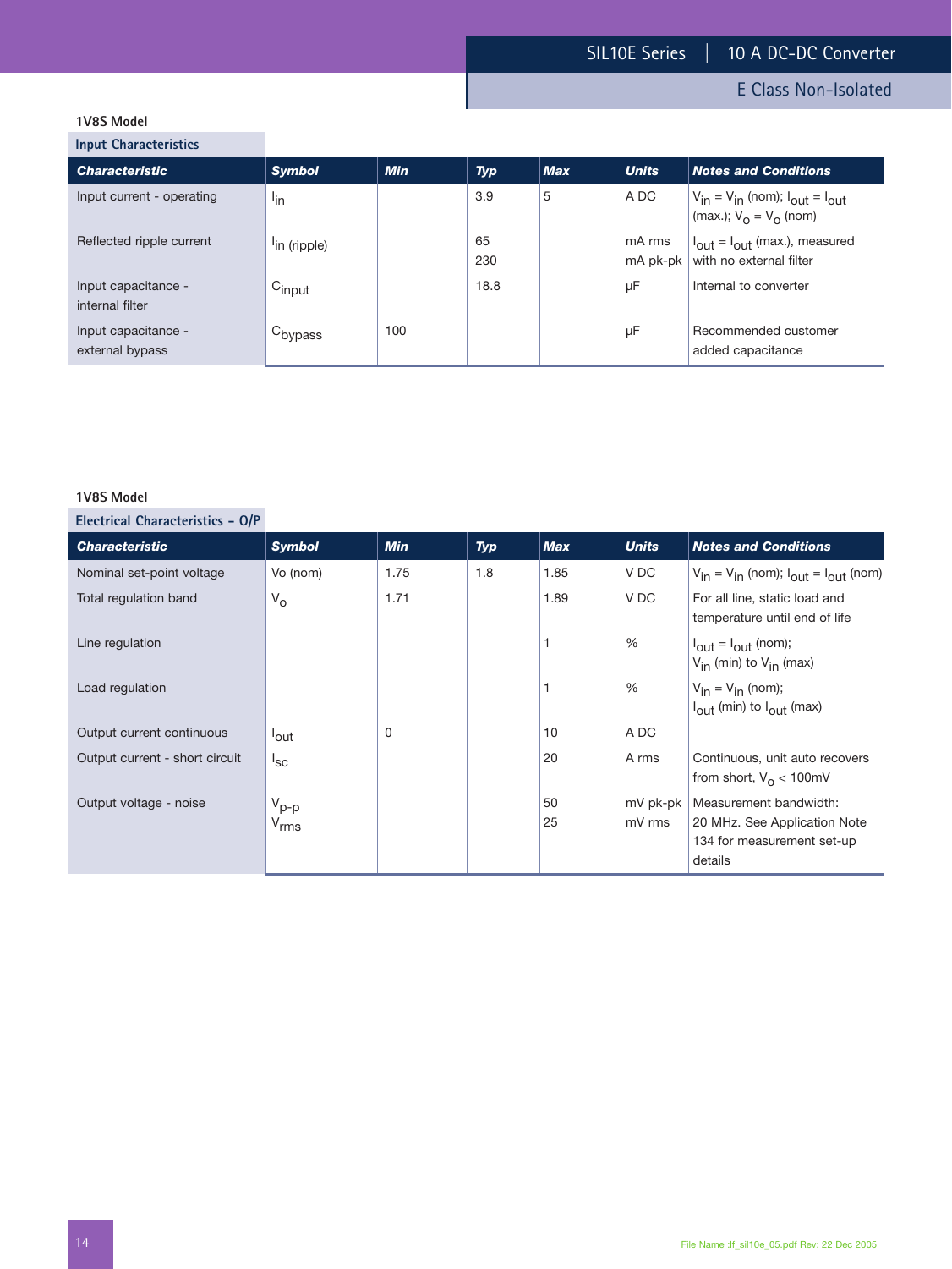### 1V8S Model

#### Input Characteristics

| Characteristic | Symbol | Min | Typ | Max | Units | Notes and Conditions |
|---|---|---|---|---|---|---|
| Input current - operating | $I_{in}$ | | 3.9 | 5 | A DC | $V_{in} = V_{in}$ (nom); $I_{out} = I_{out}$ (max.); $V_o = V_o$ (nom) |
| Reflected ripple current | $I_{in\ (ripple)}$ | | 65<br>230 | | mA rms<br>mA pk-pk | $I_{out} = I_{out}$ (max.), measured with no external filter |
| Input capacitance - internal filter | $C_{input}$ | | 18.8 | | µF | Internal to converter |
| Input capacitance - external bypass | $C_{bypass}$ | 100 | | | µF | Recommended customer added capacitance |

### 1V8S Model

#### Electrical Characteristics – O/P

| Characteristic | Symbol | Min | Typ | Max | Units | Notes and Conditions |
|---|---|---|---|---|---|---|
| Nominal set-point voltage | Vo (nom) | 1.75 | 1.8 | 1.85 | V DC | $V_{in} = V_{in}$ (nom); $I_{out} = I_{out}$ (nom) |
| Total regulation band | $V_o$ | 1.71 | | 1.89 | V DC | For all line, static load and temperature until end of life |
| Line regulation | | | | 1 | % | $I_{out} = I_{out}$ (nom); $V_{in}$ (min) to $V_{in}$ (max) |
| Load regulation | | | | 1 | % | $V_{in} = V_{in}$ (nom); $I_{out}$ (min) to $I_{out}$ (max) |
| Output current continuous | $I_{out}$ | 0 | | 10 | A DC | |
| Output current - short circuit | $I_{sc}$ | | | 20 | A rms | Continuous, unit auto recovers from short, $V_o < 100mV$ |
| Output voltage - noise | $V_{p\text{-}p}$<br>$V_{rms}$ | | | 50<br>25 | mV pk-pk<br>mV rms | Measurement bandwidth: 20 MHz. See Application Note 134 for measurement set-up details |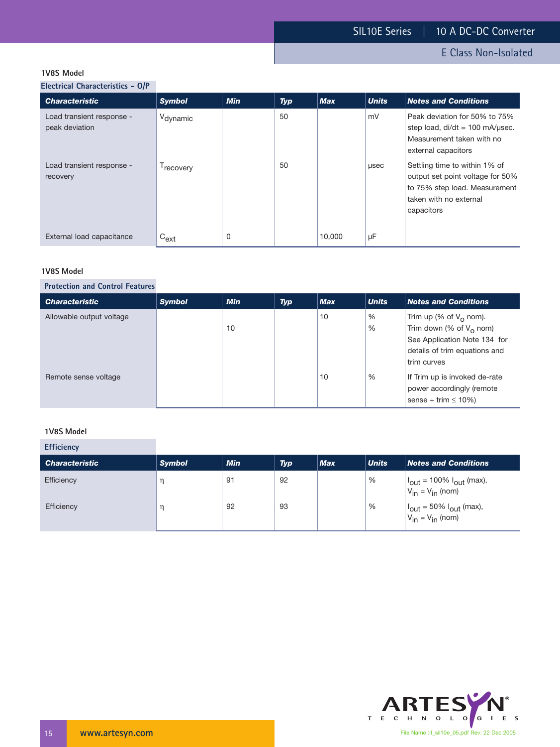### 1V8S Model

**Electrical Characteristics - O/P**

| Characteristic | Symbol | Min | Typ | Max | Units | Notes and Conditions |
|---|---|---|---|---|---|---|
| Load transient response - peak deviation | $V_{dynamic}$ | | 50 | | mV | Peak deviation for 50% to 75% step load, di/dt = 100 mA/µsec. Measurement taken with no external capacitors |
| Load transient response - recovery | $T_{recovery}$ | | 50 | | µsec | Settling time to within 1% of output set point voltage for 50% to 75% step load. Measurement taken with no external capacitors |
| External load capacitance | $C_{ext}$ | 0 | | 10,000 | µF | |

### 1V8S Model

**Protection and Control Features**

| Characteristic | Symbol | Min | Typ | Max | Units | Notes and Conditions |
|---|---|---|---|---|---|---|
| Allowable output voltage | | | | 10 | % | Trim up (% of $V_O$ nom). |
| | | 10 | | | % | Trim down (% of $V_O$ nom) See Application Note 134 for details of trim equations and trim curves |
| Remote sense voltage | | | | 10 | % | If Trim up is invoked de-rate power accordingly (remote sense + trim ≤ 10%) |

### 1V8S Model

**Efficiency**

| Characteristic | Symbol | Min | Typ | Max | Units | Notes and Conditions |
|---|---|---|---|---|---|---|
| Efficiency | η | 91 | 92 | | % | $I_{out}$ = 100% $I_{out}$ (max), $V_{in} = V_{in}$ (nom) |
| Efficiency | η | 92 | 93 | | % | $I_{out}$ = 50% $I_{out}$ (max), $V_{in} = V_{in}$ (nom) |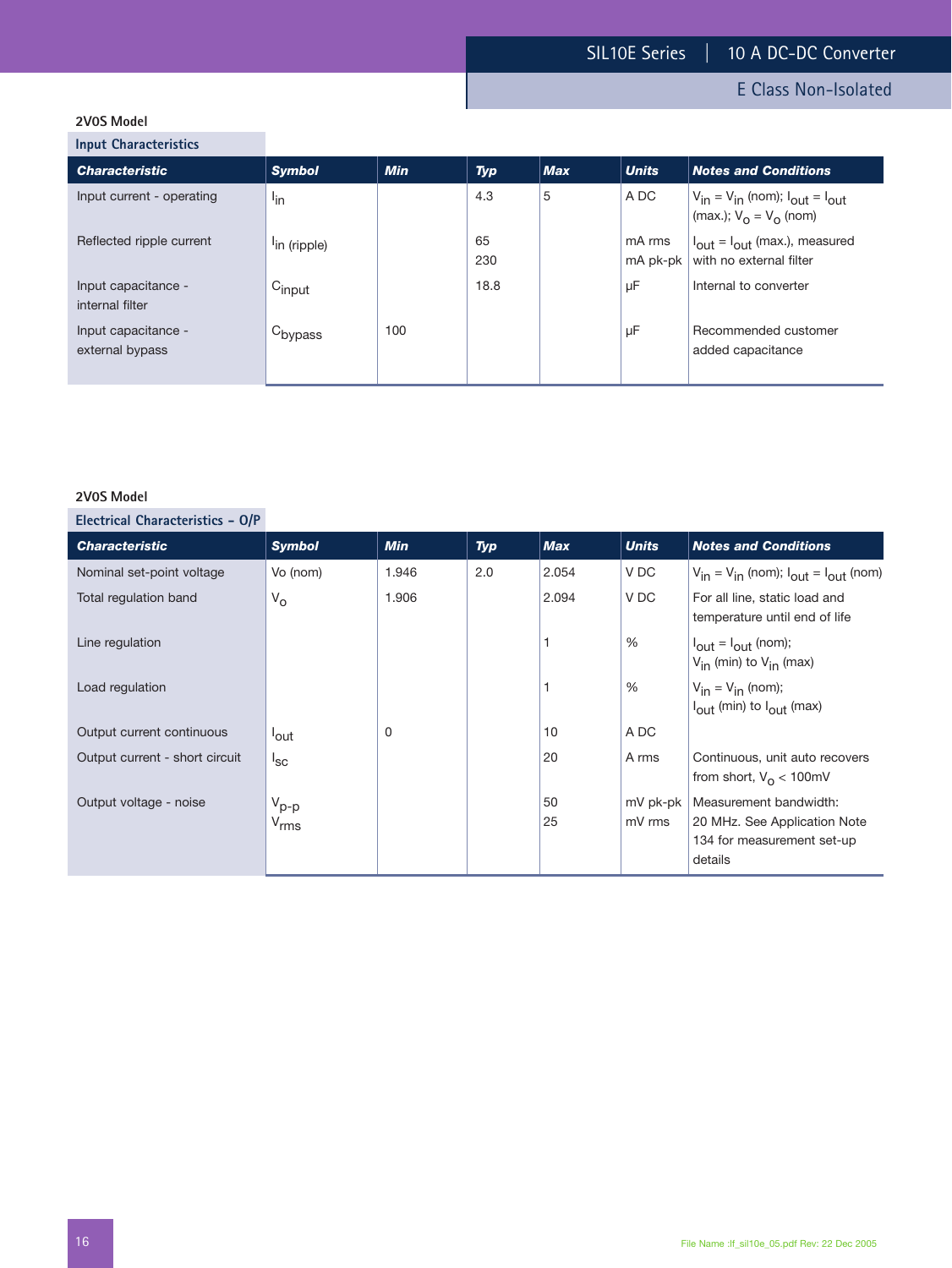### 2V0S Model

#### Input Characteristics

| Characteristic | Symbol | Min | Typ | Max | Units | Notes and Conditions |
|---|---|---|---|---|---|---|
| Input current - operating | $I_{in}$ | | 4.3 | 5 | A DC | $V_{in} = V_{in}$ (nom); $I_{out} = I_{out}$ (max.); $V_o = V_o$ (nom) |
| Reflected ripple current | $I_{in\ (ripple)}$ | | 65<br>230 | | mA rms<br>mA pk-pk | $I_{out} = I_{out}$ (max.), measured with no external filter |
| Input capacitance - internal filter | $C_{input}$ | | 18.8 | | µF | Internal to converter |
| Input capacitance - external bypass | $C_{bypass}$ | 100 | | | µF | Recommended customer added capacitance |

### 2V0S Model

#### Electrical Characteristics – O/P

| Characteristic | Symbol | Min | Typ | Max | Units | Notes and Conditions |
|---|---|---|---|---|---|---|
| Nominal set-point voltage | Vo (nom) | 1.946 | 2.0 | 2.054 | V DC | $V_{in} = V_{in}$ (nom); $I_{out} = I_{out}$ (nom) |
| Total regulation band | $V_o$ | 1.906 | | 2.094 | V DC | For all line, static load and temperature until end of life |
| Line regulation | | | | 1 | % | $I_{out} = I_{out}$ (nom); $V_{in}$ (min) to $V_{in}$ (max) |
| Load regulation | | | | 1 | % | $V_{in} = V_{in}$ (nom); $I_{out}$ (min) to $I_{out}$ (max) |
| Output current continuous | $I_{out}$ | 0 | | 10 | A DC | |
| Output current - short circuit | $I_{sc}$ | | | 20 | A rms | Continuous, unit auto recovers from short, $V_o$ < 100mV |
| Output voltage - noise | $V_{p-p}$<br>$V_{rms}$ | | | 50<br>25 | mV pk-pk<br>mV rms | Measurement bandwidth: 20 MHz. See Application Note 134 for measurement set-up details |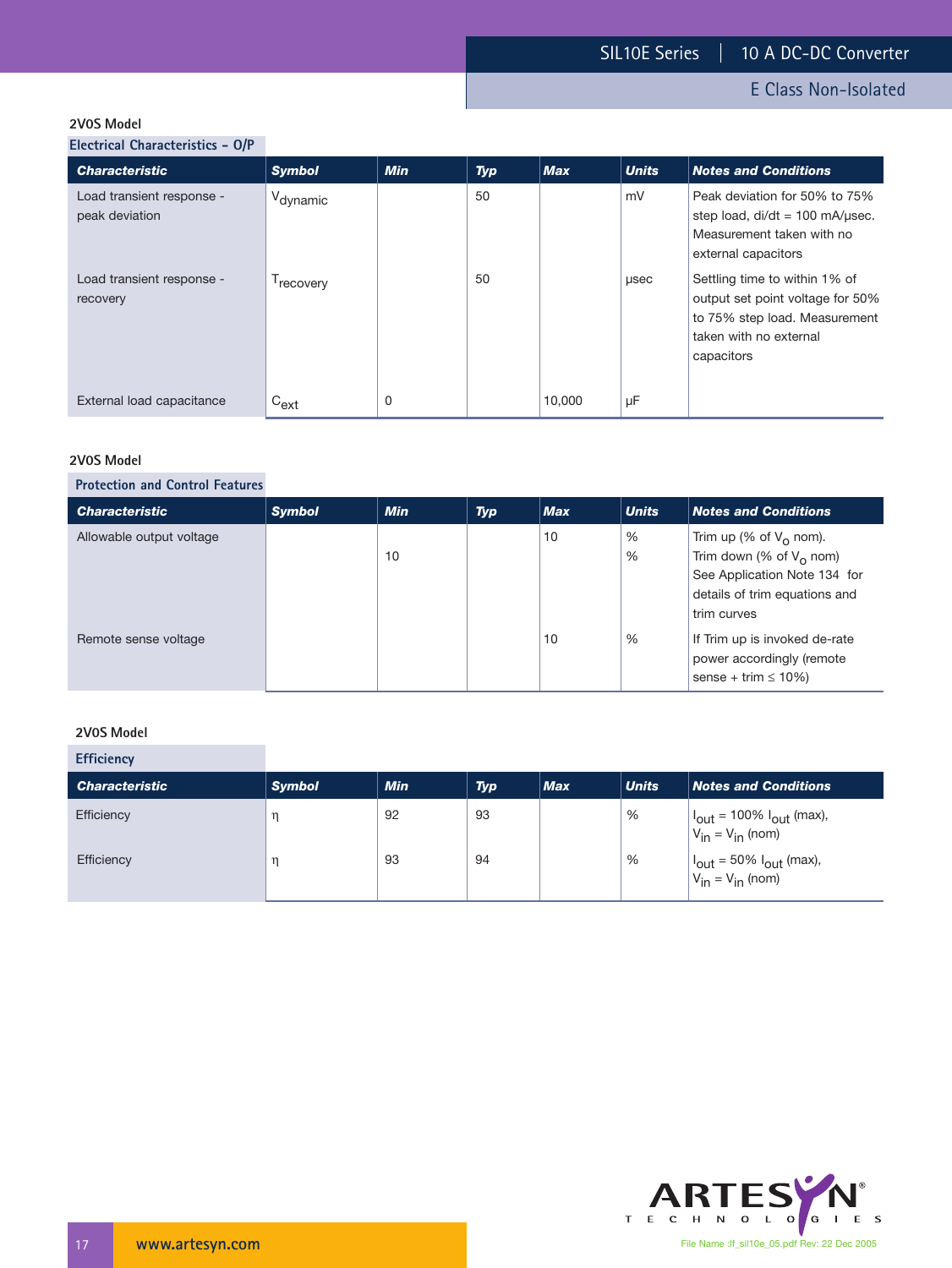### 2V0S Model

**Electrical Characteristics - O/P**

| Characteristic | Symbol | Min | Typ | Max | Units | Notes and Conditions |
|---|---|---|---|---|---|---|
| Load transient response - peak deviation | $V_{dynamic}$ | | 50 | | mV | Peak deviation for 50% to 75% step load, di/dt = 100 mA/μsec. Measurement taken with no external capacitors |
| Load transient response - recovery | $T_{recovery}$ | | 50 | | μsec | Settling time to within 1% of output set point voltage for 50% to 75% step load. Measurement taken with no external capacitors |
| External load capacitance | $C_{ext}$ | 0 | | 10,000 | μF | |

### 2V0S Model

**Protection and Control Features**

| Characteristic | Symbol | Min | Typ | Max | Units | Notes and Conditions |
|---|---|---|---|---|---|---|
| Allowable output voltage | | | | 10 | % | Trim up (% of $V_O$ nom). |
| | | 10 | | | % | Trim down (% of $V_O$ nom) See Application Note 134 for details of trim equations and trim curves |
| Remote sense voltage | | | | 10 | % | If Trim up is invoked de-rate power accordingly (remote sense + trim ≤ 10%) |

### 2V0S Model

**Efficiency**

| Characteristic | Symbol | Min | Typ | Max | Units | Notes and Conditions |
|---|---|---|---|---|---|---|
| Efficiency | η | 92 | 93 | | % | $I_{out}$ = 100% $I_{out}$ (max), $V_{in}$ = $V_{in}$ (nom) |
| Efficiency | η | 93 | 94 | | % | $I_{out}$ = 50% $I_{out}$ (max), $V_{in}$ = $V_{in}$ (nom) |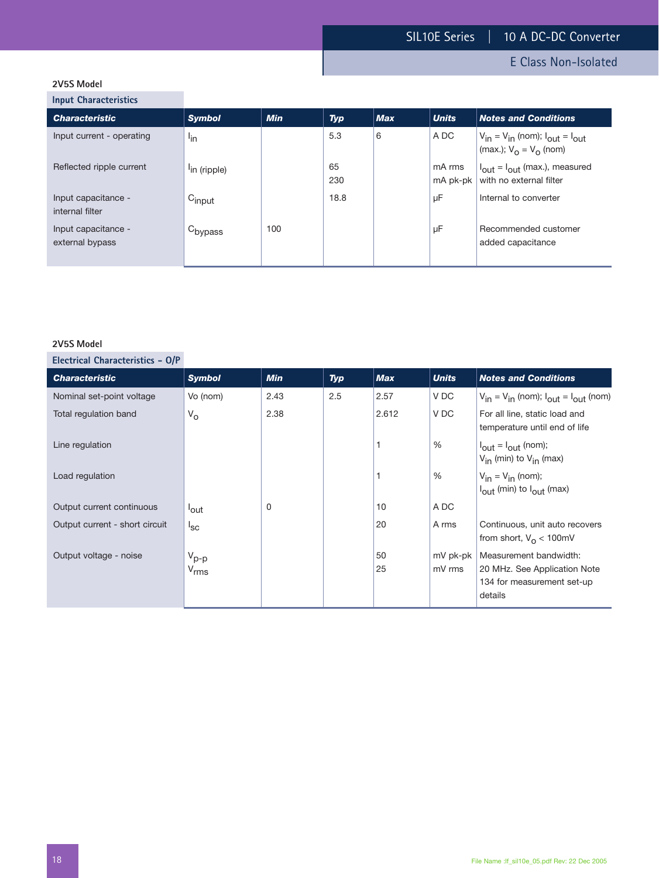### 2V5S Model

#### Input Characteristics

| Characteristic | Symbol | Min | Typ | Max | Units | Notes and Conditions |
|---|---|---|---|---|---|---|
| Input current - operating | $I_{in}$ | | 5.3 | 6 | A DC | $V_{in} = V_{in}$ (nom); $I_{out} = I_{out}$ (max.); $V_o = V_o$ (nom) |
| Reflected ripple current | $I_{in}$ (ripple) | | 65<br>230 | | mA rms<br>mA pk-pk | $I_{out} = I_{out}$ (max.), measured with no external filter |
| Input capacitance - internal filter | $C_{input}$ | | 18.8 | | μF | Internal to converter |
| Input capacitance - external bypass | $C_{bypass}$ | 100 | | | μF | Recommended customer added capacitance |

### 2V5S Model

#### Electrical Characteristics – O/P

| Characteristic | Symbol | Min | Typ | Max | Units | Notes and Conditions |
|---|---|---|---|---|---|---|
| Nominal set-point voltage | Vo (nom) | 2.43 | 2.5 | 2.57 | V DC | $V_{in} = V_{in}$ (nom); $I_{out} = I_{out}$ (nom) |
| Total regulation band | $V_o$ | 2.38 | | 2.612 | V DC | For all line, static load and temperature until end of life |
| Line regulation | | | | 1 | % | $I_{out} = I_{out}$ (nom); $V_{in}$ (min) to $V_{in}$ (max) |
| Load regulation | | | | 1 | % | $V_{in} = V_{in}$ (nom); $I_{out}$ (min) to $I_{out}$ (max) |
| Output current continuous | $I_{out}$ | 0 | | 10 | A DC | |
| Output current - short circuit | $I_{sc}$ | | | 20 | A rms | Continuous, unit auto recovers from short, $V_o$ < 100mV |
| Output voltage - noise | $V_{p-p}$<br>$V_{rms}$ | | | 50<br>25 | mV pk-pk<br>mV rms | Measurement bandwidth: 20 MHz. See Application Note 134 for measurement set-up details |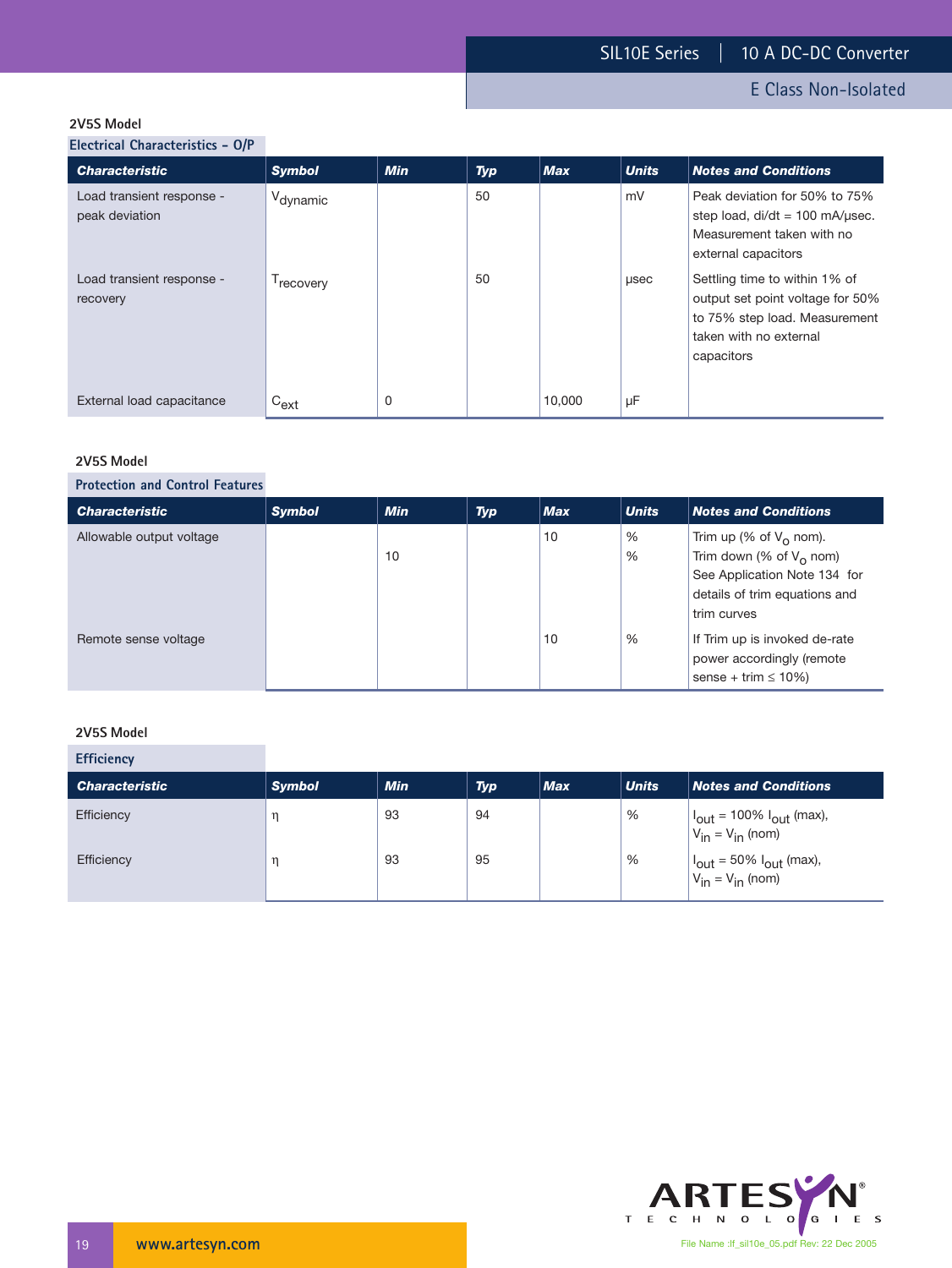### 2V5S Model

#### Electrical Characteristics - O/P

| Characteristic | Symbol | Min | Typ | Max | Units | Notes and Conditions |
|---|---|---|---|---|---|---|
| Load transient response - peak deviation | $V_{dynamic}$ | | 50 | | mV | Peak deviation for 50% to 75% step load, di/dt = 100 mA/μsec. Measurement taken with no external capacitors |
| Load transient response - recovery | $T_{recovery}$ | | 50 | | μsec | Settling time to within 1% of output set point voltage for 50% to 75% step load. Measurement taken with no external capacitors |
| External load capacitance | $C_{ext}$ | 0 | | 10,000 | μF | |

### 2V5S Model

#### Protection and Control Features

| Characteristic | Symbol | Min | Typ | Max | Units | Notes and Conditions |
|---|---|---|---|---|---|---|
| Allowable output voltage | | | | 10 | % | Trim up (% of $V_o$ nom). |
| | | 10 | | | % | Trim down (% of $V_o$ nom) See Application Note 134 for details of trim equations and trim curves |
| Remote sense voltage | | | | 10 | % | If Trim up is invoked de-rate power accordingly (remote sense + trim ≤ 10%) |

### 2V5S Model

#### Efficiency

| Characteristic | Symbol | Min | Typ | Max | Units | Notes and Conditions |
|---|---|---|---|---|---|---|
| Efficiency | η | 93 | 94 | | % | $I_{out}$ = 100% $I_{out}$ (max), $V_{in}$ = $V_{in}$ (nom) |
| Efficiency | η | 93 | 95 | | % | $I_{out}$ = 50% $I_{out}$ (max), $V_{in}$ = $V_{in}$ (nom) |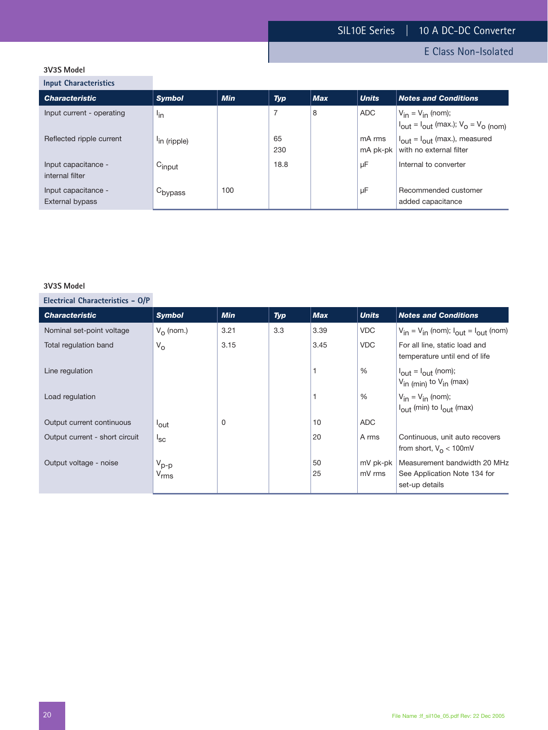### 3V3S Model

#### Input Characteristics

| Characteristic | Symbol | Min | Typ | Max | Units | Notes and Conditions |
|---|---|---|---|---|---|---|
| Input current - operating | $I_{in}$ | | 7 | 8 | ADC | $V_{in} = V_{in}$ (nom); $I_{out} = I_{out}$ (max.); $V_O = V_{O\ (nom)}$ |
| Reflected ripple current | $I_{in\ (ripple)}$ | | 65<br>230 | | mA rms<br>mA pk-pk | $I_{out} = I_{out}$ (max.), measured with no external filter |
| Input capacitance - internal filter | $C_{input}$ | | 18.8 | | µF | Internal to converter |
| Input capacitance - External bypass | $C_{bypass}$ | 100 | | | µF | Recommended customer added capacitance |

### 3V3S Model

#### Electrical Characteristics – O/P

| Characteristic | Symbol | Min | Typ | Max | Units | Notes and Conditions |
|---|---|---|---|---|---|---|
| Nominal set-point voltage | $V_O$ (nom.) | 3.21 | 3.3 | 3.39 | VDC | $V_{in} = V_{in}$ (nom); $I_{out} = I_{out}$ (nom) |
| Total regulation band | $V_O$ | 3.15 | | 3.45 | VDC | For all line, static load and temperature until end of life |
| Line regulation | | | | 1 | % | $I_{out} = I_{out}$ (nom); $V_{in\ (min)}$ to $V_{in}$ (max) |
| Load regulation | | | | 1 | % | $V_{in} = V_{in}$ (nom); $I_{out}$ (min) to $I_{out}$ (max) |
| Output current continuous | $I_{out}$ | 0 | | 10 | ADC | |
| Output current - short circuit | $I_{SC}$ | | | 20 | A rms | Continuous, unit auto recovers from short, $V_O$ < 100mV |
| Output voltage - noise | $V_{p-p}$<br>$V_{rms}$ | | | 50<br>25 | mV pk-pk<br>mV rms | Measurement bandwidth 20 MHz See Application Note 134 for set-up details |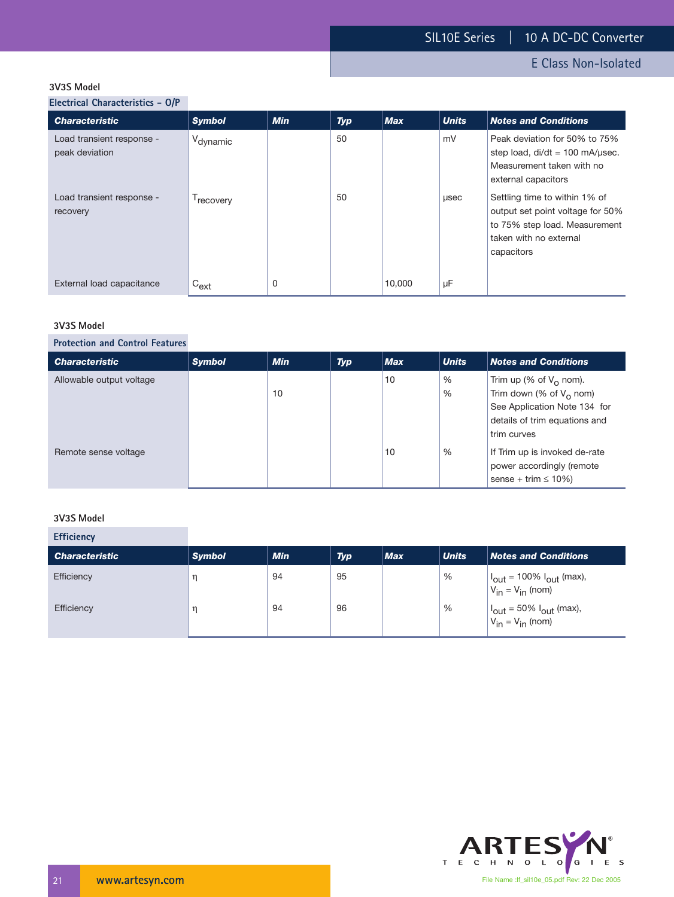### 3V3S Model

#### Electrical Characteristics - O/P

| Characteristic | Symbol | Min | Typ | Max | Units | Notes and Conditions |
|---|---|---|---|---|---|---|
| Load transient response - peak deviation | $V_{dynamic}$ | | 50 | | mV | Peak deviation for 50% to 75% step load, di/dt = 100 mA/µsec. Measurement taken with no external capacitors |
| Load transient response - recovery | $T_{recovery}$ | | 50 | | µsec | Settling time to within 1% of output set point voltage for 50% to 75% step load. Measurement taken with no external capacitors |
| External load capacitance | $C_{ext}$ | 0 | | 10,000 | µF | |

### 3V3S Model

#### Protection and Control Features

| Characteristic | Symbol | Min | Typ | Max | Units | Notes and Conditions |
|---|---|---|---|---|---|---|
| Allowable output voltage | | | | 10 | % | Trim up (% of $V_O$ nom). |
| | | 10 | | | % | Trim down (% of $V_O$ nom) See Application Note 134 for details of trim equations and trim curves |
| Remote sense voltage | | | | 10 | % | If Trim up is invoked de-rate power accordingly (remote sense + trim ≤ 10%) |

### 3V3S Model

#### Efficiency

| Characteristic | Symbol | Min | Typ | Max | Units | Notes and Conditions |
|---|---|---|---|---|---|---|
| Efficiency | $\eta$ | 94 | 95 | | % | $I_{out}$ = 100% $I_{out}$ (max), $V_{in}$ = $V_{in}$ (nom) |
| Efficiency | $\eta$ | 94 | 96 | | % | $I_{out}$ = 50% $I_{out}$ (max), $V_{in}$ = $V_{in}$ (nom) |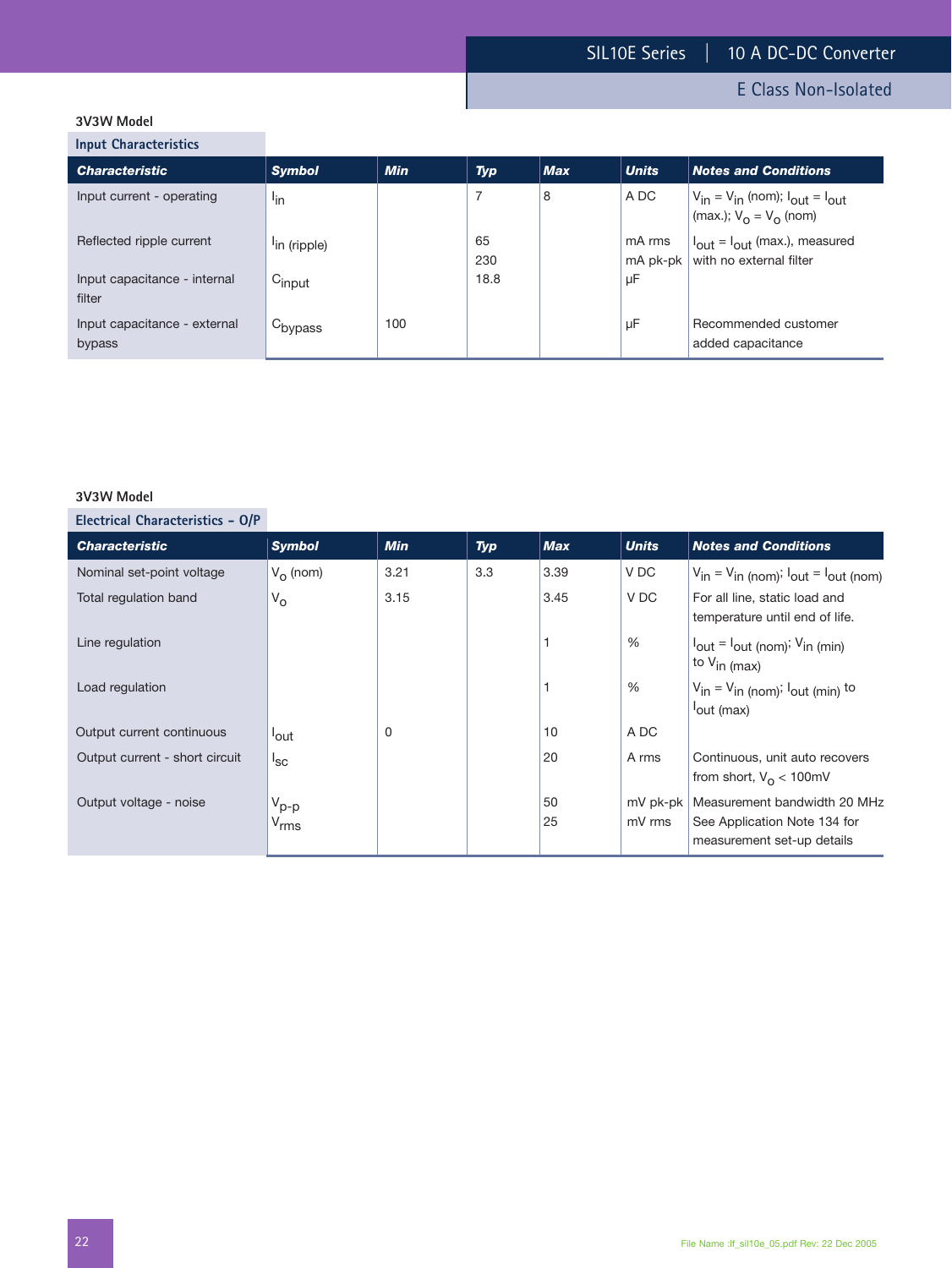### 3V3W Model

#### Input Characteristics

| Characteristic | Symbol | Min | Typ | Max | Units | Notes and Conditions |
|---|---|---|---|---|---|---|
| Input current - operating | $I_{in}$ | | 7 | 8 | A DC | $V_{in} = V_{in}$ (nom); $I_{out} = I_{out}$ (max.); $V_O = V_O$ (nom) |
| Reflected ripple current | $I_{in\ (ripple)}$ | | 65<br>230 | | mA rms<br>mA pk-pk | $I_{out} = I_{out}$ (max.), measured with no external filter |
| Input capacitance - internal filter | $C_{input}$ | | 18.8 | | µF | |
| Input capacitance - external bypass | $C_{bypass}$ | 100 | | | µF | Recommended customer added capacitance |

### 3V3W Model

#### Electrical Characteristics – O/P

| Characteristic | Symbol | Min | Typ | Max | Units | Notes and Conditions |
|---|---|---|---|---|---|---|
| Nominal set-point voltage | $V_O$ (nom) | 3.21 | 3.3 | 3.39 | V DC | $V_{in} = V_{in\ (nom)}$; $I_{out} = I_{out\ (nom)}$ |
| Total regulation band | $V_O$ | 3.15 | | 3.45 | V DC | For all line, static load and temperature until end of life. |
| Line regulation | | | | 1 | % | $I_{out} = I_{out\ (nom)}$; $V_{in\ (min)}$ to $V_{in\ (max)}$ |
| Load regulation | | | | 1 | % | $V_{in} = V_{in\ (nom)}$; $I_{out\ (min)}$ to $I_{out\ (max)}$ |
| Output current continuous | $I_{out}$ | 0 | | 10 | A DC | |
| Output current - short circuit | $I_{sc}$ | | | 20 | A rms | Continuous, unit auto recovers from short, $V_O$ < 100mV |
| Output voltage - noise | $V_{p-p}$<br>$V_{rms}$ | | | 50<br>25 | mV pk-pk<br>mV rms | Measurement bandwidth 20 MHz See Application Note 134 for measurement set-up details |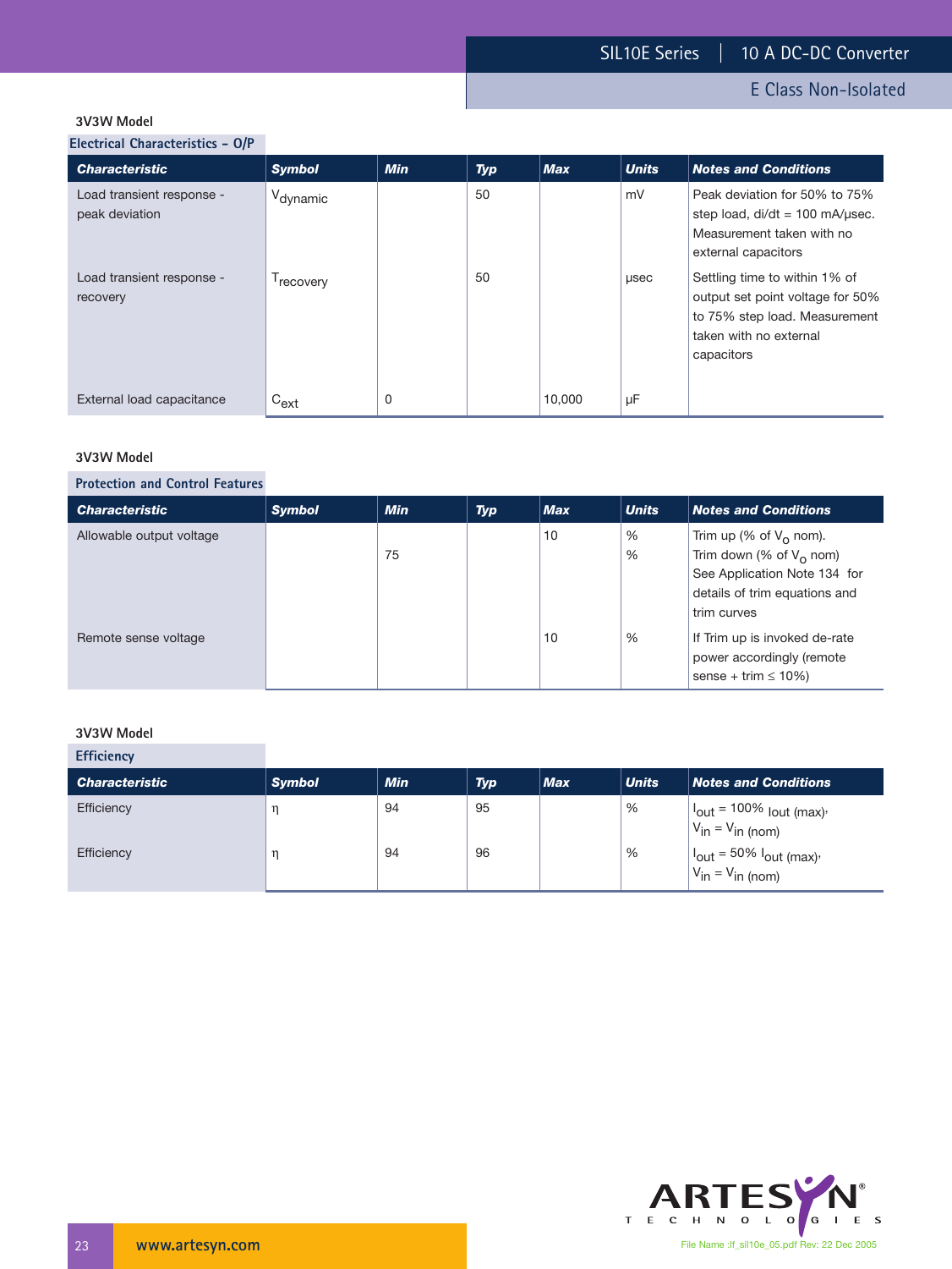### 3V3W Model

#### Electrical Characteristics – O/P

| Characteristic | Symbol | Min | Typ | Max | Units | Notes and Conditions |
|---|---|---|---|---|---|---|
| Load transient response - peak deviation | $V_{dynamic}$ | | 50 | | mV | Peak deviation for 50% to 75% step load, di/dt = 100 mA/µsec. Measurement taken with no external capacitors |
| Load transient response - recovery | $T_{recovery}$ | | 50 | | µsec | Settling time to within 1% of output set point voltage for 50% to 75% step load. Measurement taken with no external capacitors |
| External load capacitance | $C_{ext}$ | 0 | | 10,000 | µF | |

### 3V3W Model

#### Protection and Control Features

| Characteristic | Symbol | Min | Typ | Max | Units | Notes and Conditions |
|---|---|---|---|---|---|---|
| Allowable output voltage | | | | 10 | % | Trim up (% of $V_O$ nom). |
| | | 75 | | | % | Trim down (% of $V_O$ nom) See Application Note 134 for details of trim equations and trim curves |
| Remote sense voltage | | | | 10 | % | If Trim up is invoked de-rate power accordingly (remote sense + trim ≤ 10%) |

### 3V3W Model

#### Efficiency

| Characteristic | Symbol | Min | Typ | Max | Units | Notes and Conditions |
|---|---|---|---|---|---|---|
| Efficiency | η | 94 | 95 | | % | $I_{out}$ = 100% $I_{out\ (max)}$, $V_{in} = V_{in\ (nom)}$ |
| Efficiency | η | 94 | 96 | | % | $I_{out}$ = 50% $I_{out\ (max)}$, $V_{in} = V_{in\ (nom)}$ |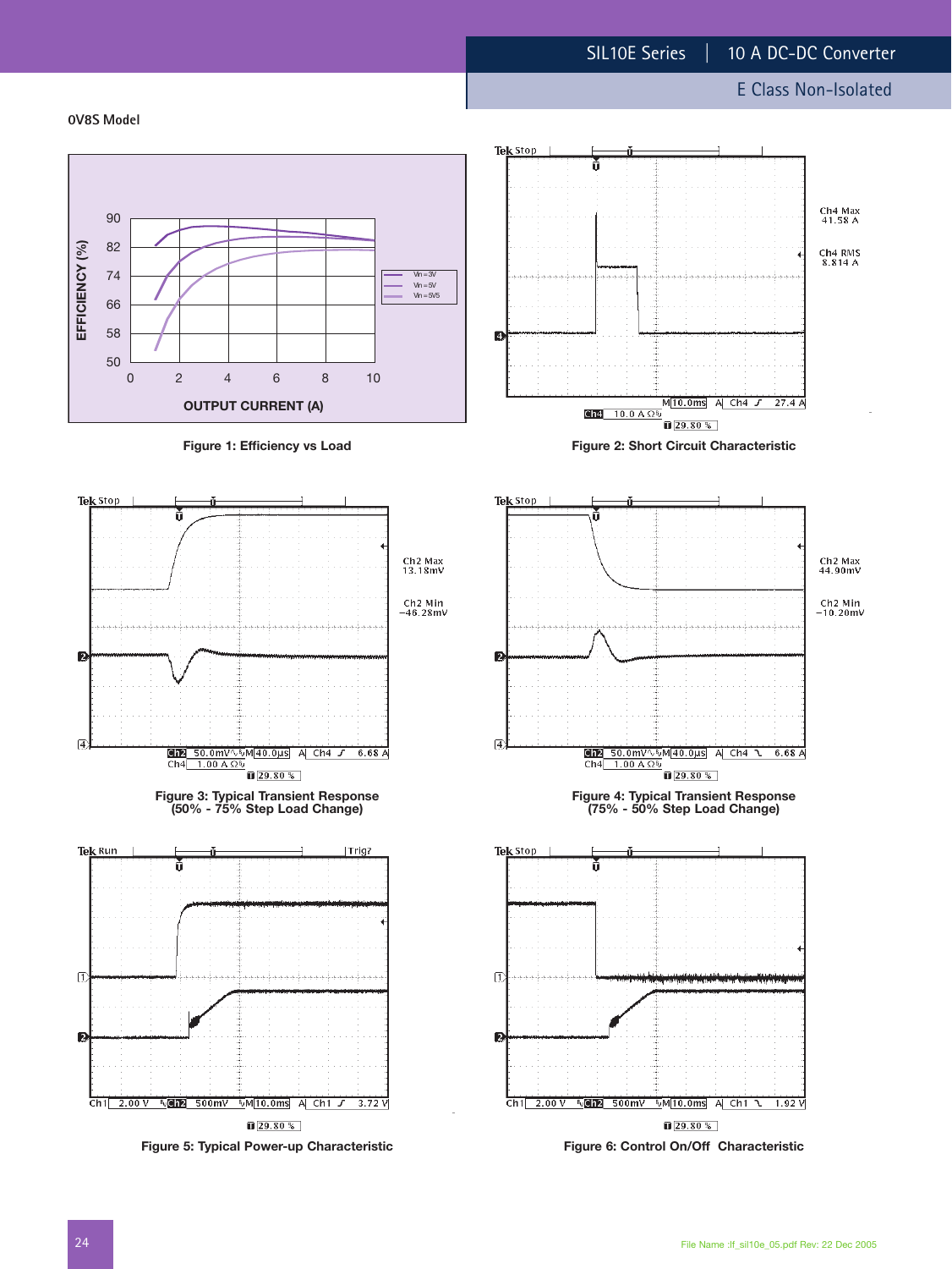## 0V8S Model

Figure 1: Efficiency vs Load

Figure 2: Short Circuit Characteristic

Figure 3: Typical Transient Response
(50% - 75% Step Load Change)

Figure 4: Typical Transient Response
(75% - 50% Step Load Change)

Figure 5: Typical Power-up Characteristic

Figure 6: Control On/Off Characteristic

File Name :lf_sil10e_05.pdf Rev: 22 Dec 2005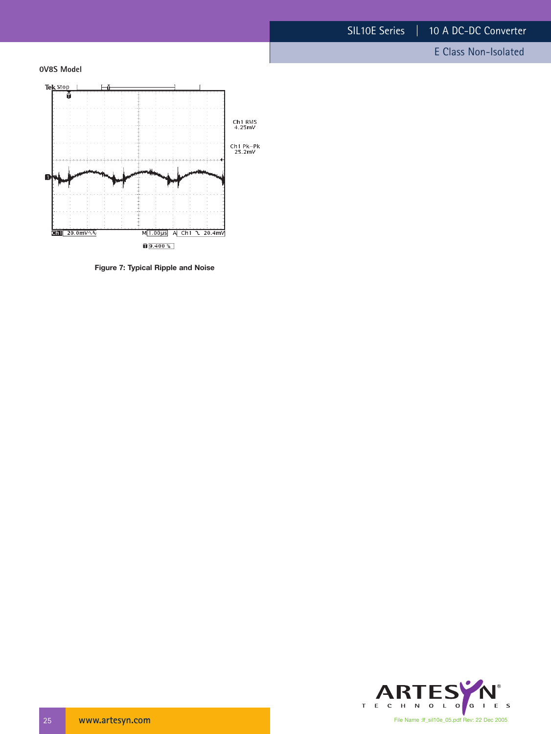**0V8S Model**

Ch1 RMS
4.25mV

Ch1 Pk−Pk
25.2mV

Ch1 20.0mV M 1.00µs A Ch1 20.4mV

9.400 %

**Figure 7: Typical Ripple and Noise**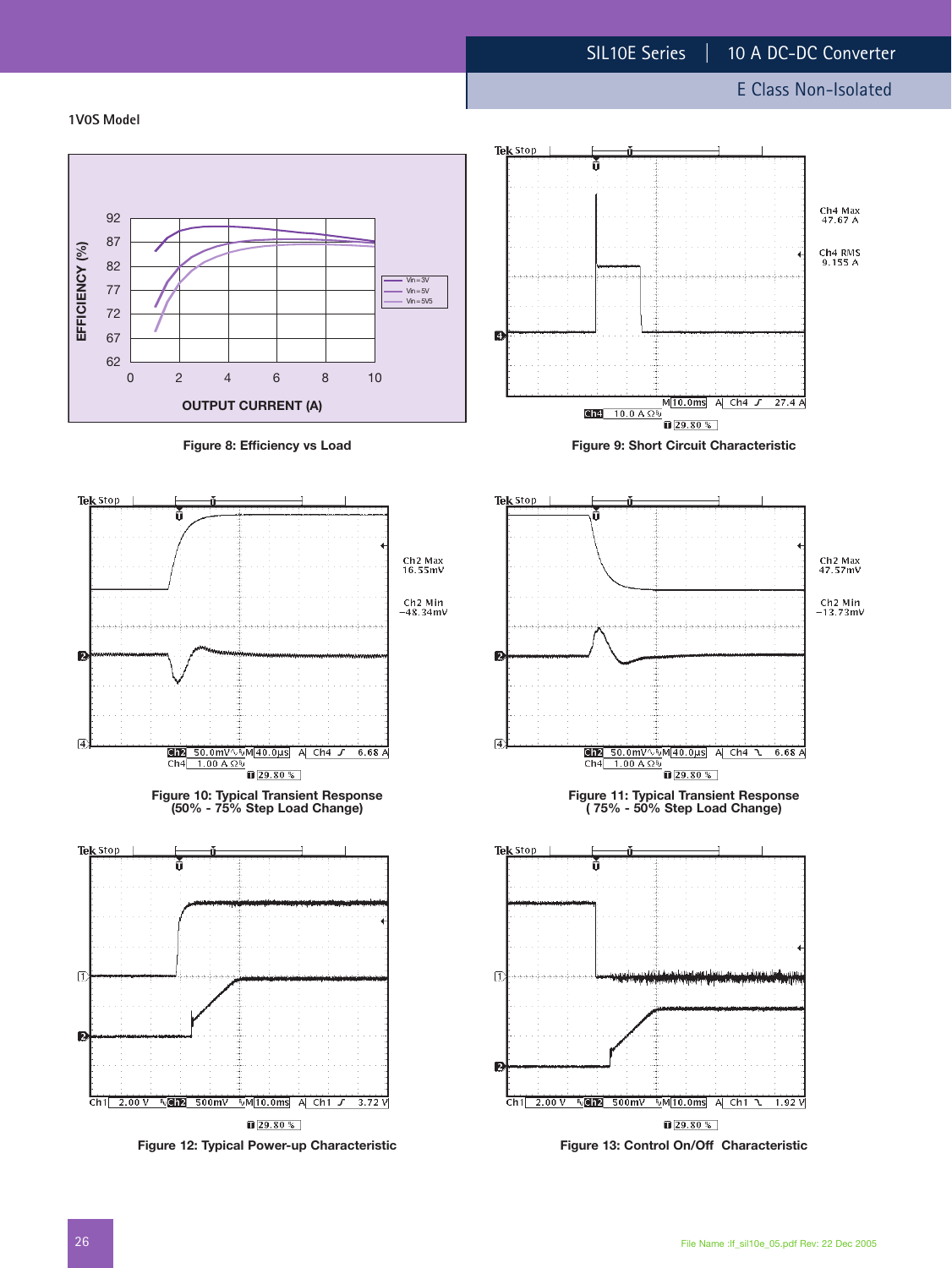## 1V0S Model

Figure 8: Efficiency vs Load

Figure 9: Short Circuit Characteristic

Figure 10: Typical Transient Response
(50% - 75% Step Load Change)

Figure 11: Typical Transient Response
( 75% - 50% Step Load Change)

Figure 12: Typical Power-up Characteristic

Figure 13: Control On/Off Characteristic

File Name :lf_sil10e_05.pdf Rev: 22 Dec 2005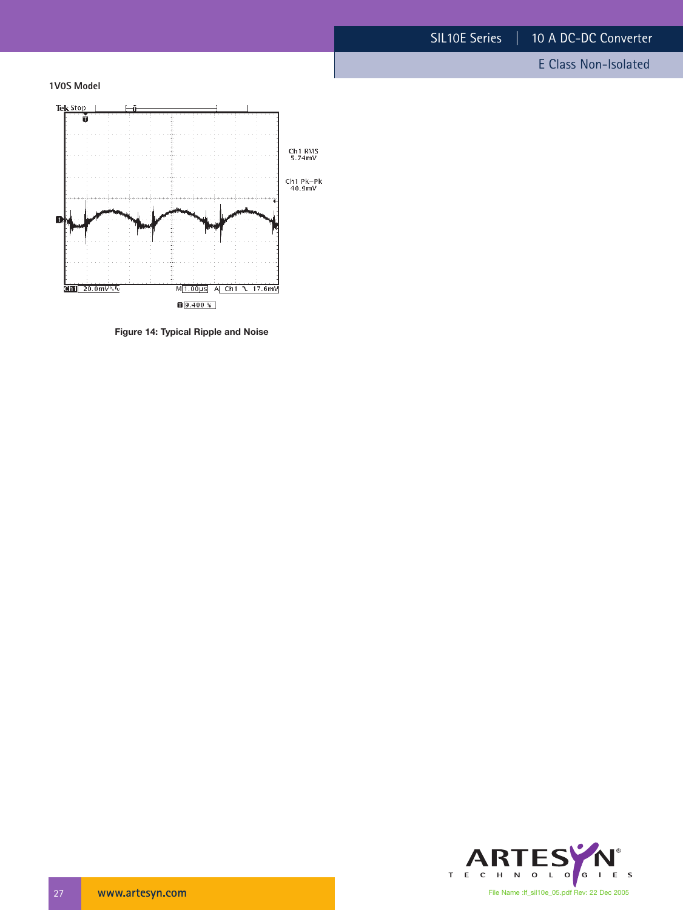1V0S Model

Figure 14: Typical Ripple and Noise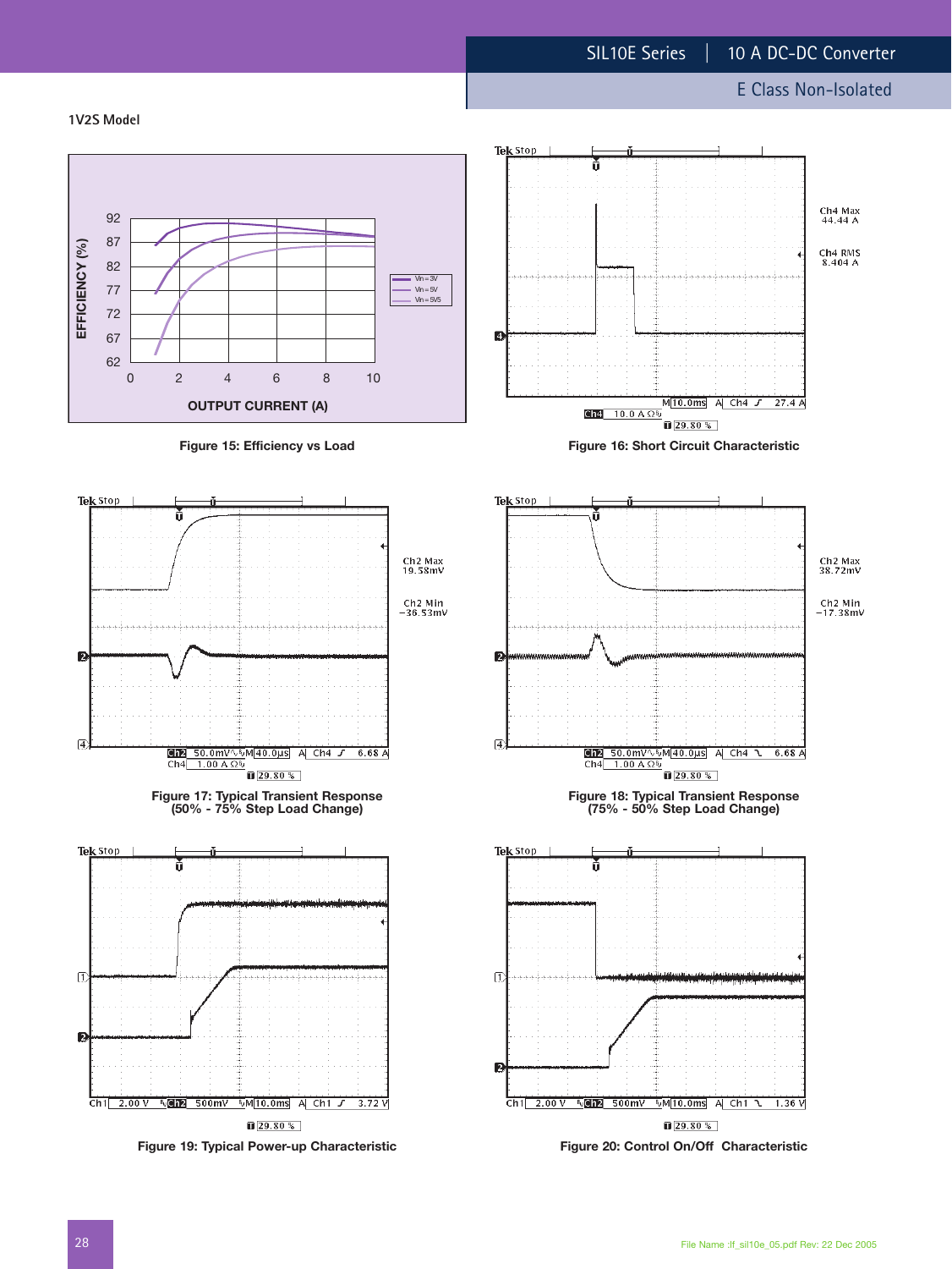## 1V2S Model

Figure 15: Efficiency vs Load

Figure 16: Short Circuit Characteristic

Figure 17: Typical Transient Response (50% - 75% Step Load Change)

Figure 18: Typical Transient Response (75% - 50% Step Load Change)

Figure 19: Typical Power-up Characteristic

Figure 20: Control On/Off Characteristic

File Name :lf_sil10e_05.pdf Rev: 22 Dec 2005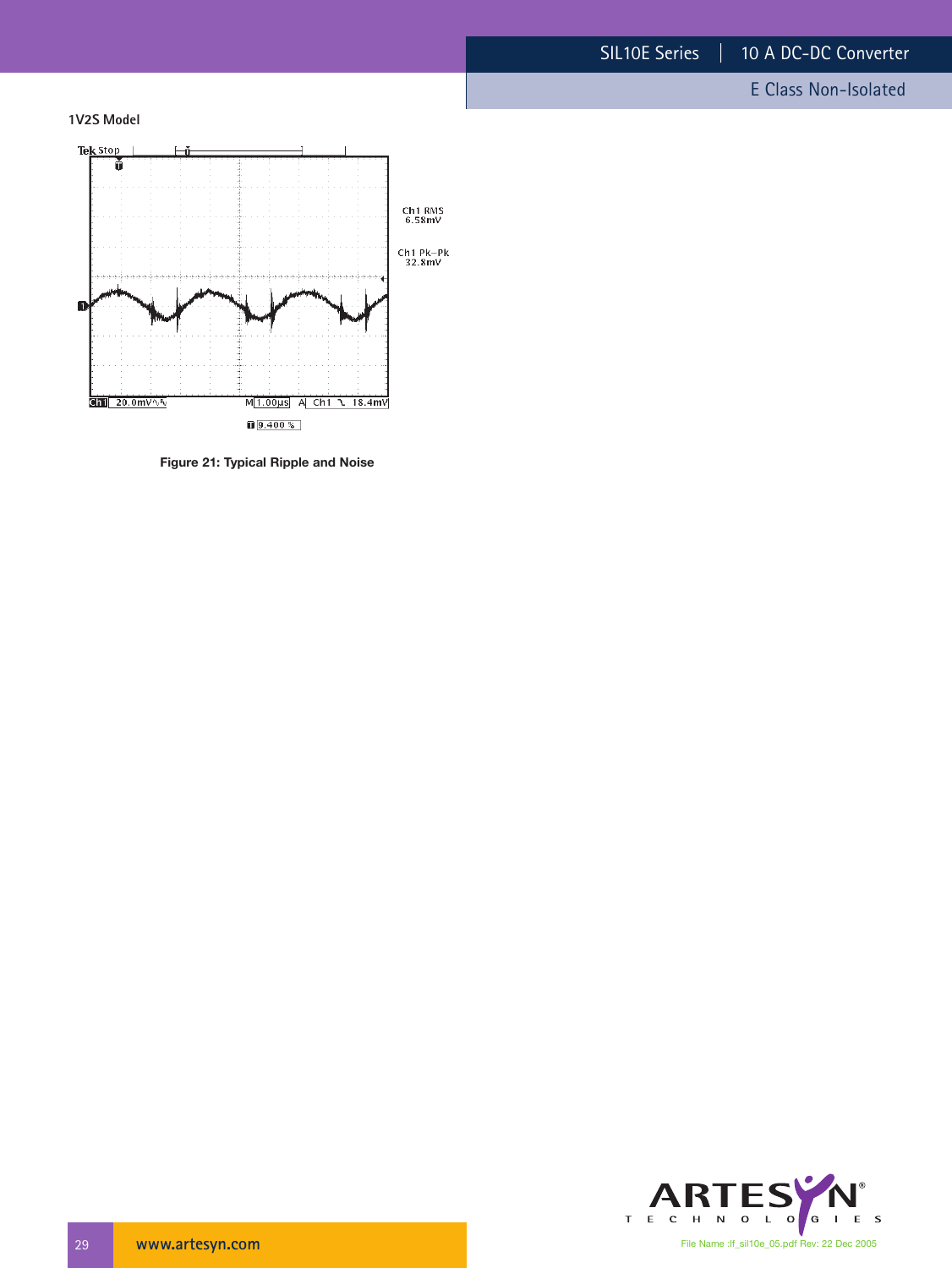1V2S Model

Figure 21: Typical Ripple and Noise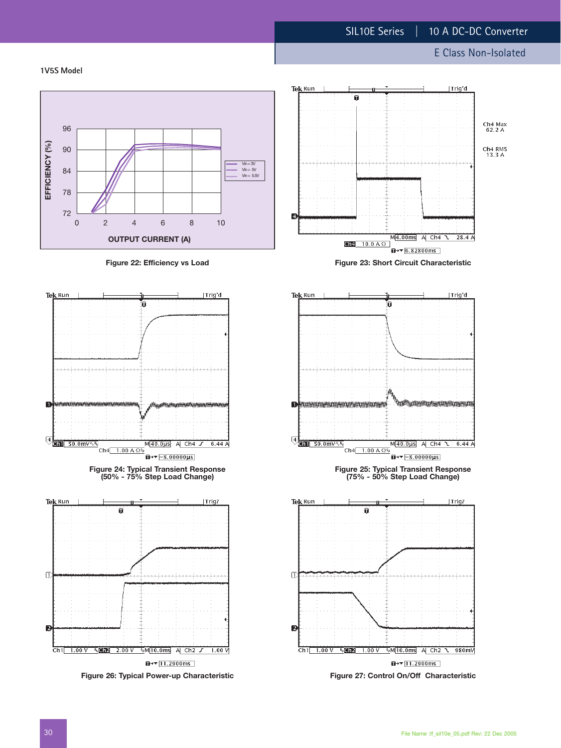## 1V5S Model

Figure 22: Efficiency vs Load

Figure 23: Short Circuit Characteristic

Figure 24: Typical Transient Response (50% - 75% Step Load Change)

Figure 25: Typical Transient Response (75% - 50% Step Load Change)

Figure 26: Typical Power-up Characteristic

Figure 27: Control On/Off Characteristic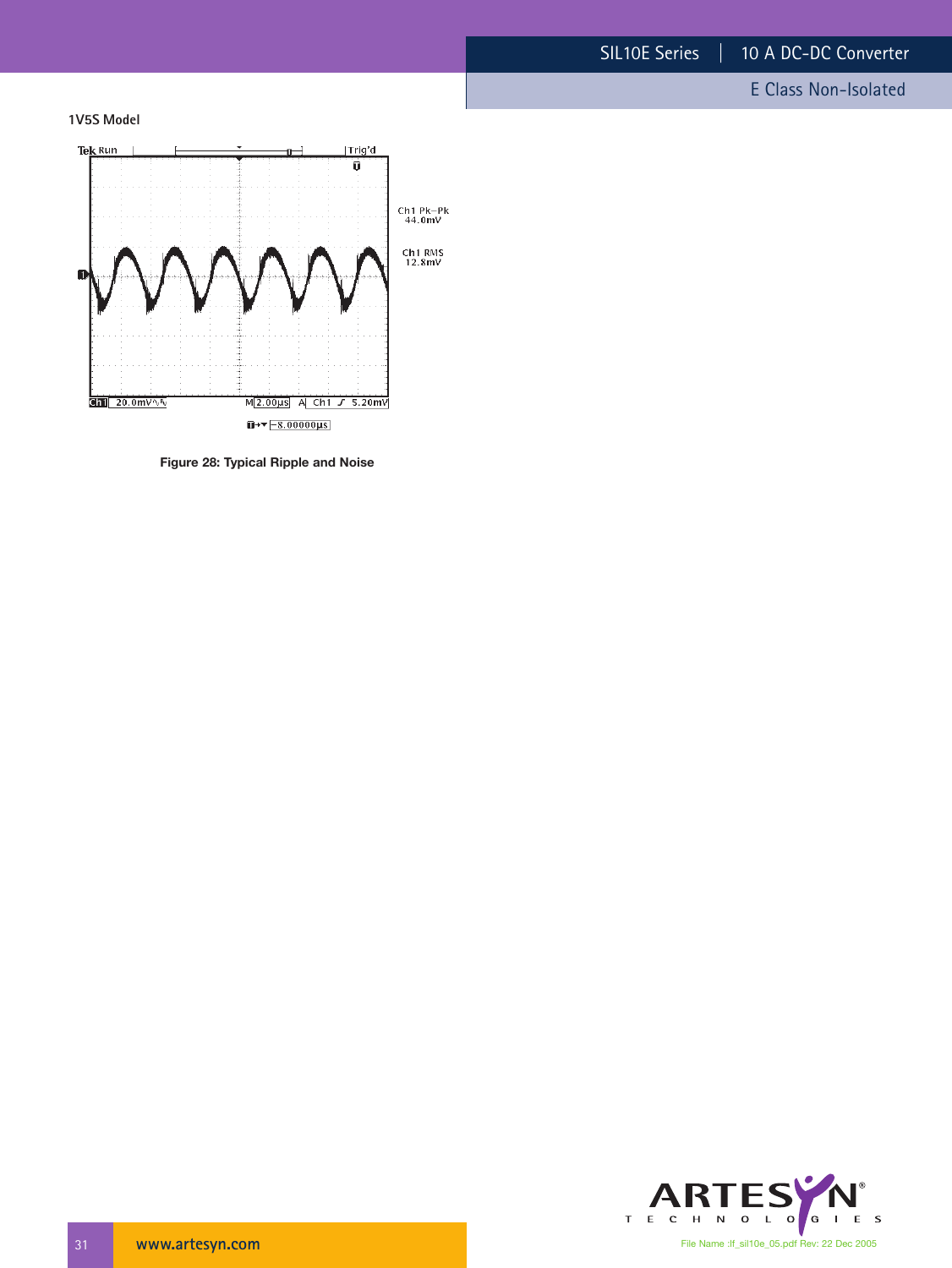1V5S Model

Figure 28: Typical Ripple and Noise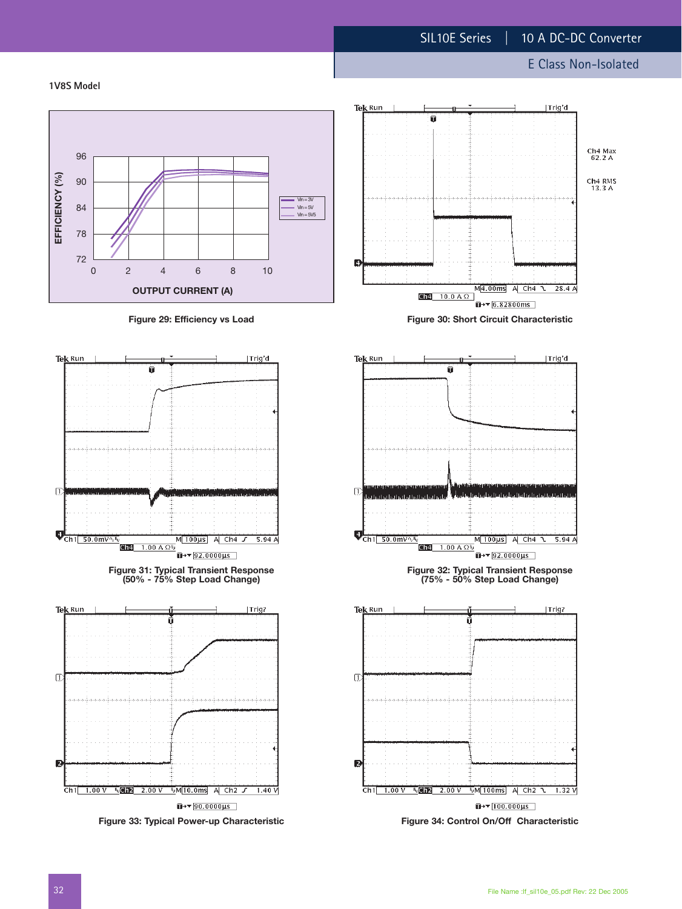## 1V8S Model

Figure 29: Efficiency vs Load

Figure 30: Short Circuit Characteristic

Figure 31: Typical Transient Response (50% - 75% Step Load Change)

Figure 32: Typical Transient Response (75% - 50% Step Load Change)

Figure 33: Typical Power-up Characteristic

Figure 34: Control On/Off Characteristic

File Name :lf_sil10e_05.pdf Rev: 22 Dec 2005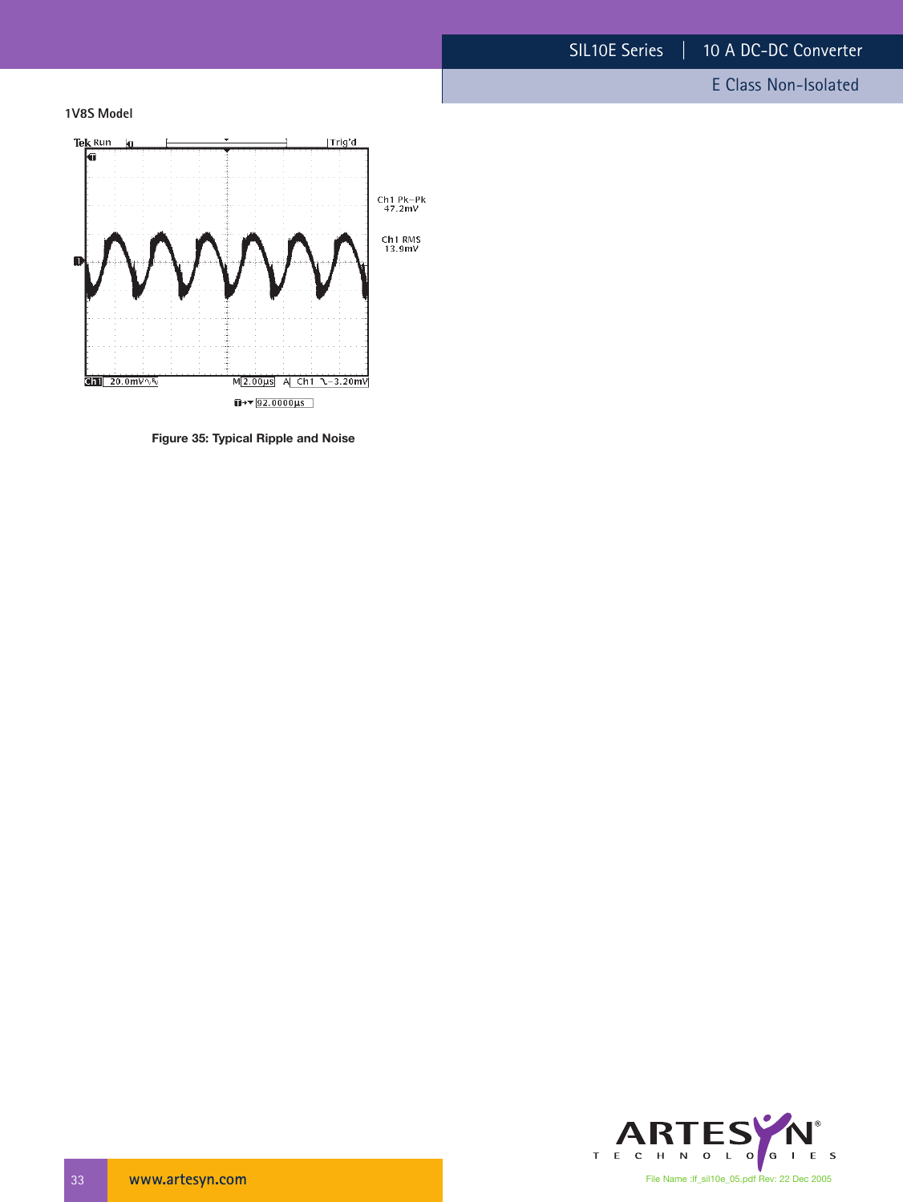1V8S Model

Figure 35: Typical Ripple and Noise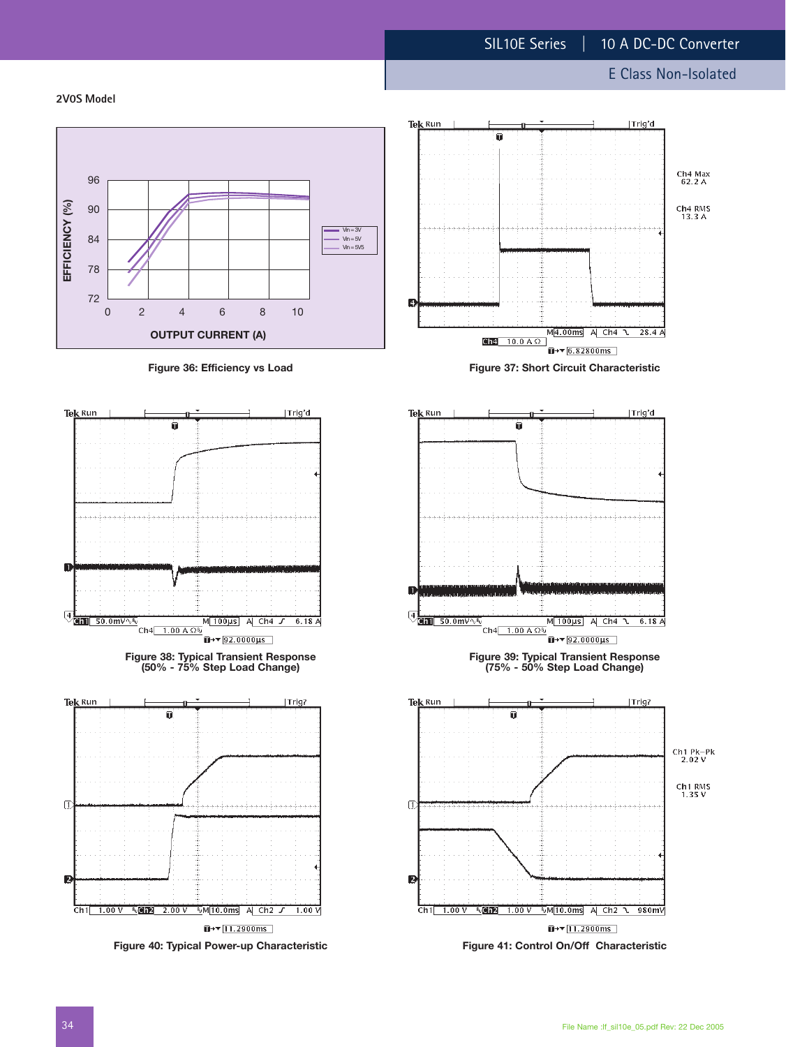## 2V0S Model

Figure 36: Efficiency vs Load

Figure 37: Short Circuit Characteristic

Figure 38: Typical Transient Response (50% - 75% Step Load Change)

Figure 39: Typical Transient Response (75% - 50% Step Load Change)

Figure 40: Typical Power-up Characteristic

Figure 41: Control On/Off Characteristic

File Name :lf_sil10e_05.pdf Rev: 22 Dec 2005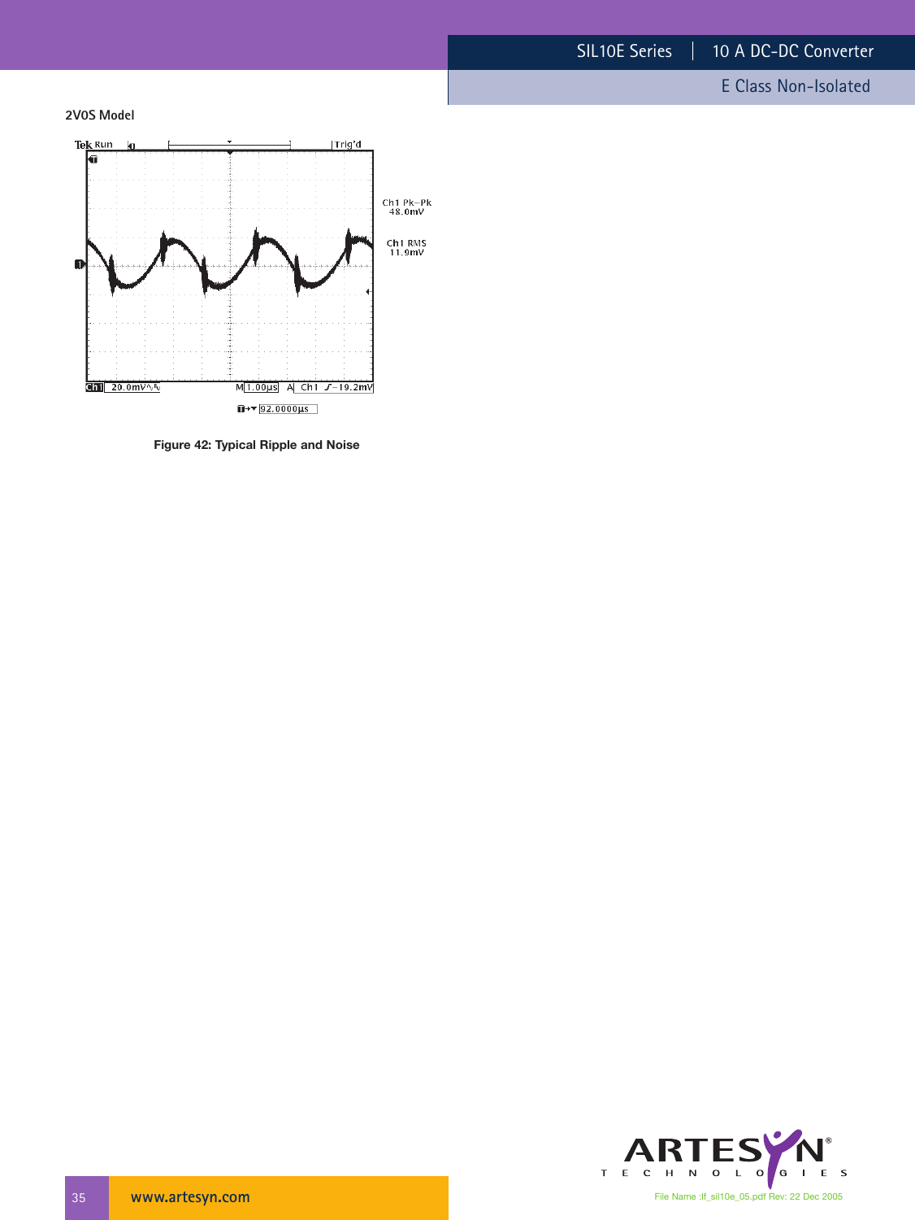2V0S Model

Figure 42: Typical Ripple and Noise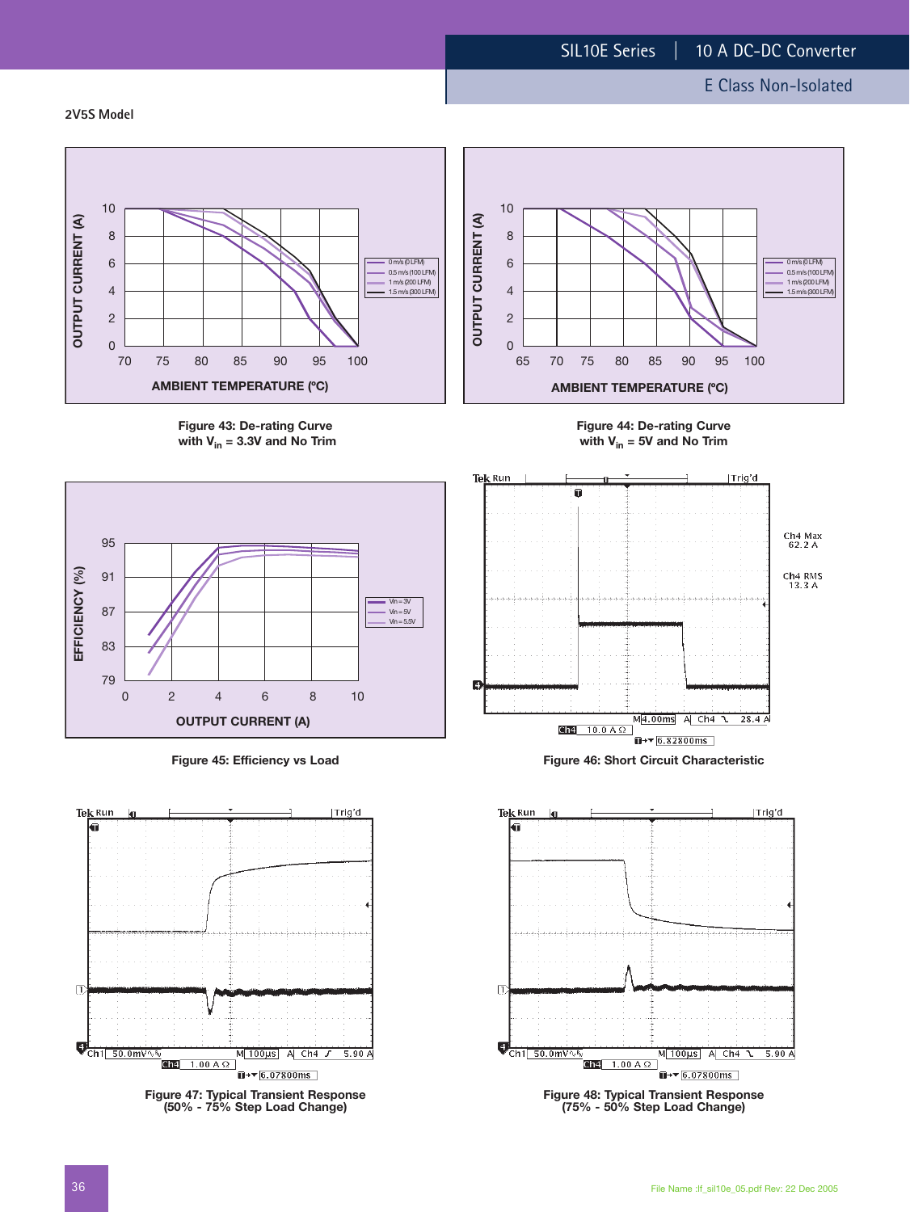## 2V5S Model

Figure 43: De-rating Curve with $V_{in}$ = 3.3V and No Trim

Figure 44: De-rating Curve with $V_{in}$ = 5V and No Trim

Figure 45: Efficiency vs Load

Figure 46: Short Circuit Characteristic

Figure 47: Typical Transient Response (50% - 75% Step Load Change)

Figure 48: Typical Transient Response (75% - 50% Step Load Change)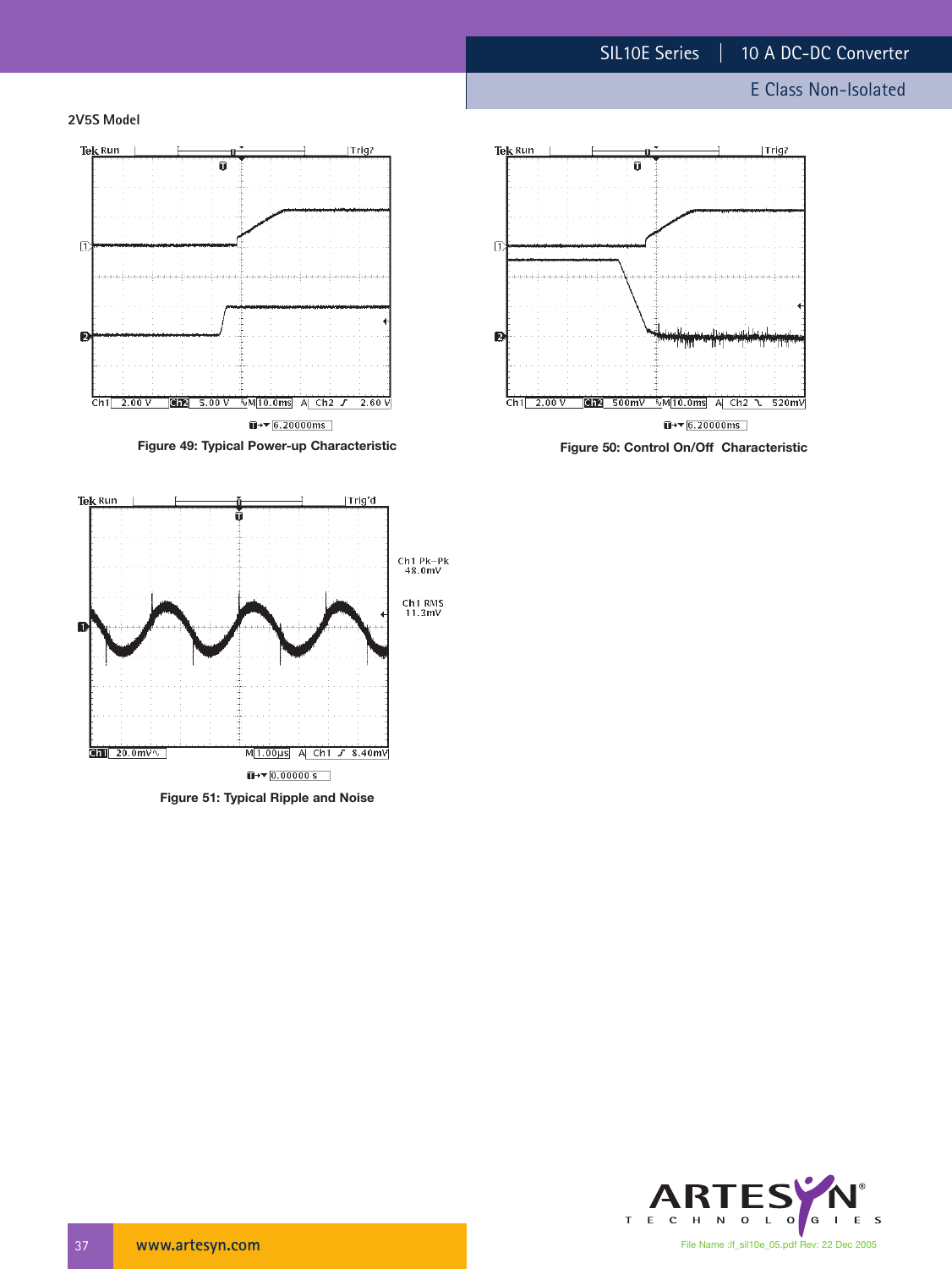2V5S Model

Figure 49: Typical Power-up Characteristic

Figure 50: Control On/Off Characteristic

Figure 51: Typical Ripple and Noise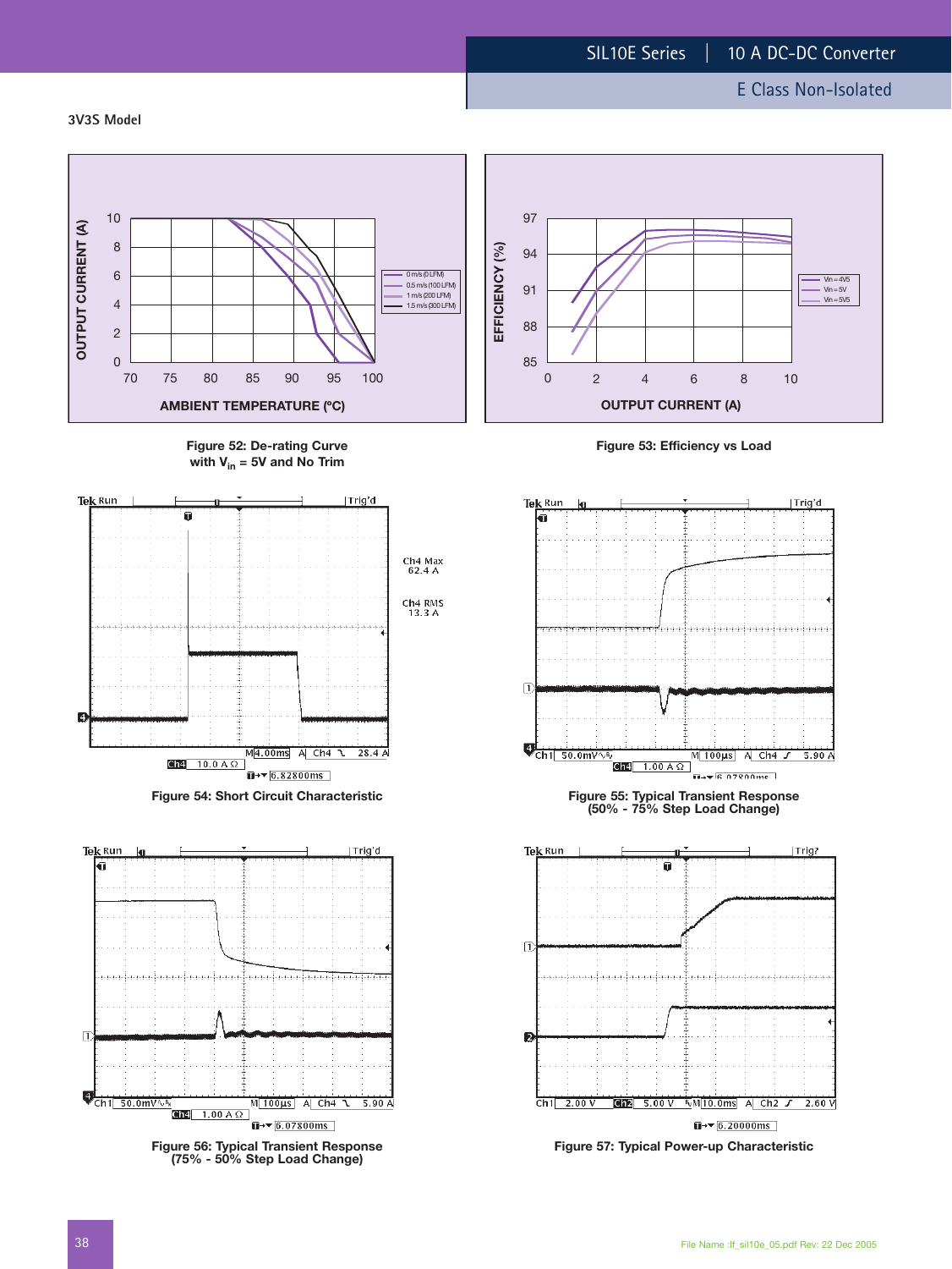3V3S Model

Figure 52: De-rating Curve with $V_{in}$ = 5V and No Trim

Figure 53: Efficiency vs Load

Figure 54: Short Circuit Characteristic

Figure 55: Typical Transient Response (50% - 75% Step Load Change)

Figure 56: Typical Transient Response (75% - 50% Step Load Change)

Figure 57: Typical Power-up Characteristic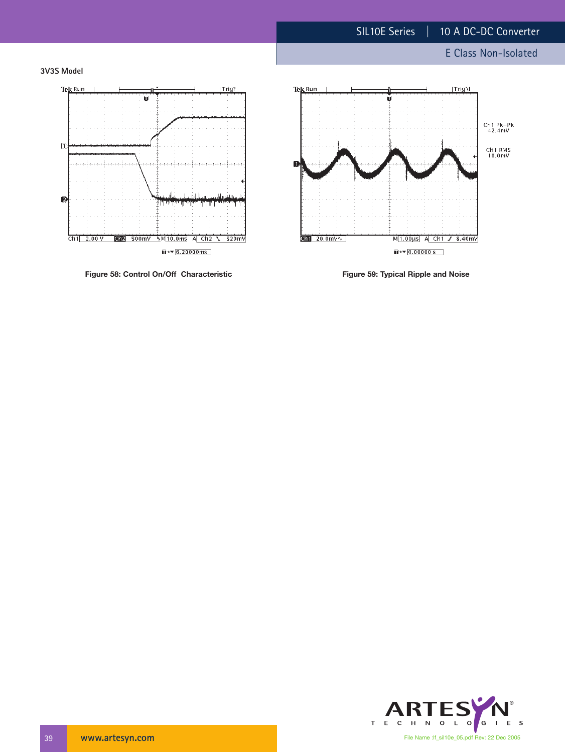**3V3S Model**

**Figure 58: Control On/Off Characteristic**

**Figure 59: Typical Ripple and Noise**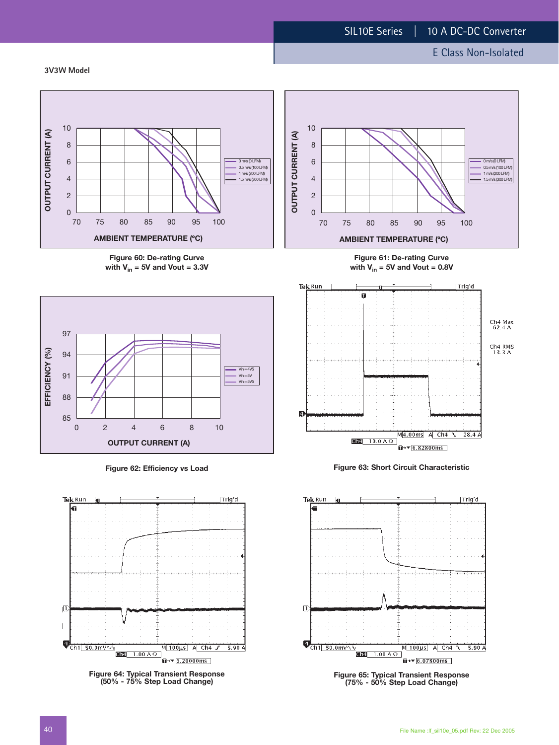### 3V3W Model

Figure 60: De-rating Curve with $V_{in}$ = 5V and Vout = 3.3V

Figure 61: De-rating Curve with $V_{in}$ = 5V and Vout = 0.8V

Figure 62: Efficiency vs Load

Figure 63: Short Circuit Characteristic

Figure 64: Typical Transient Response (50% - 75% Step Load Change)

Figure 65: Typical Transient Response (75% - 50% Step Load Change)

File Name :lf_sil10e_05.pdf Rev: 22 Dec 2005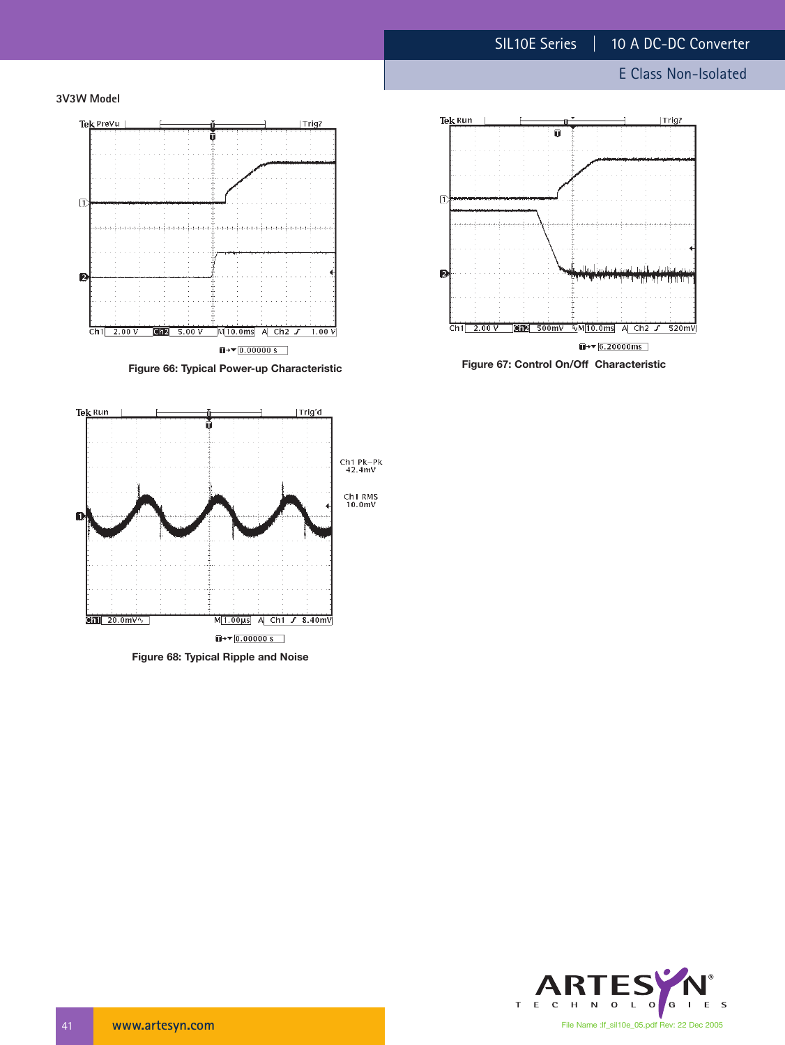3V3W Model

Figure 66: Typical Power-up Characteristic

Figure 67: Control On/Off Characteristic

Figure 68: Typical Ripple and Noise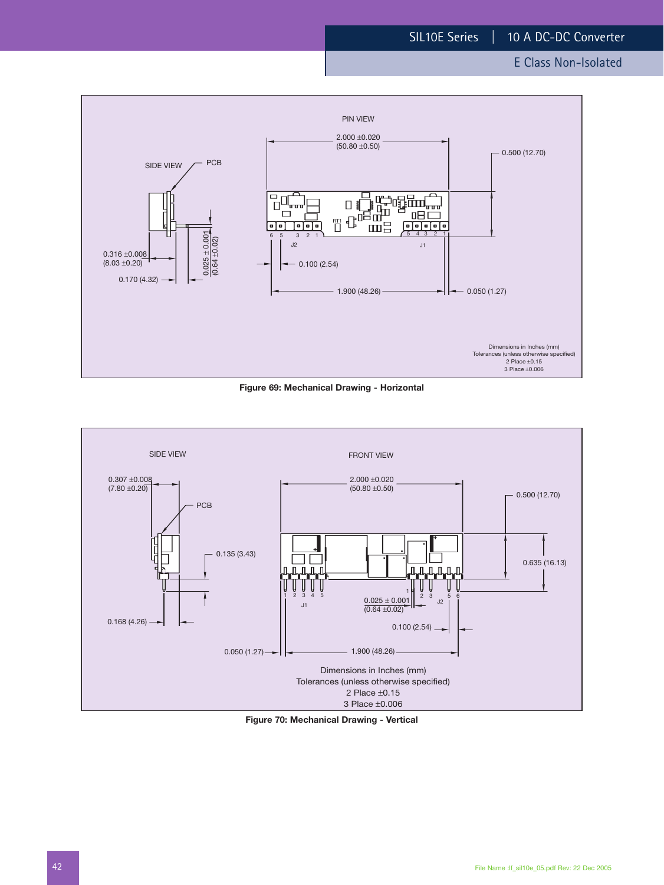PIN VIEW

SIDE VIEW

PCB

2.000 ±0.020
(50.80 ±0.50)

0.500 (12.70)

0.316 ±0.008
(8.03 ±0.20)

0.170 (4.32)

0.025 ± 0.001
(0.64 ±0.02)

0.100 (2.54)

1.900 (48.26)

0.050 (1.27)

RT1

6 5 3 2 1

J2

5 4 3 2 1

J1

Dimensions in Inches (mm)
Tolerances (unless otherwise specified)
2 Place ±0.15
3 Place ±0.006

**Figure 69: Mechanical Drawing - Horizontal**

SIDE VIEW

FRONT VIEW

0.307 ±0.008
(7.80 ±0.20)

PCB

2.000 ±0.020
(50.80 ±0.50)

0.500 (12.70)

0.135 (3.43)

0.635 (16.13)

0.168 (4.26)

1 2 3 4 5

J1

1 2 3 5 6

J2

0.025 ± 0.001
(0.64 ±0.02)

0.100 (2.54)

0.050 (1.27)

1.900 (48.26)

Dimensions in Inches (mm)
Tolerances (unless otherwise specified)
2 Place ±0.15
3 Place ±0.006

**Figure 70: Mechanical Drawing - Vertical**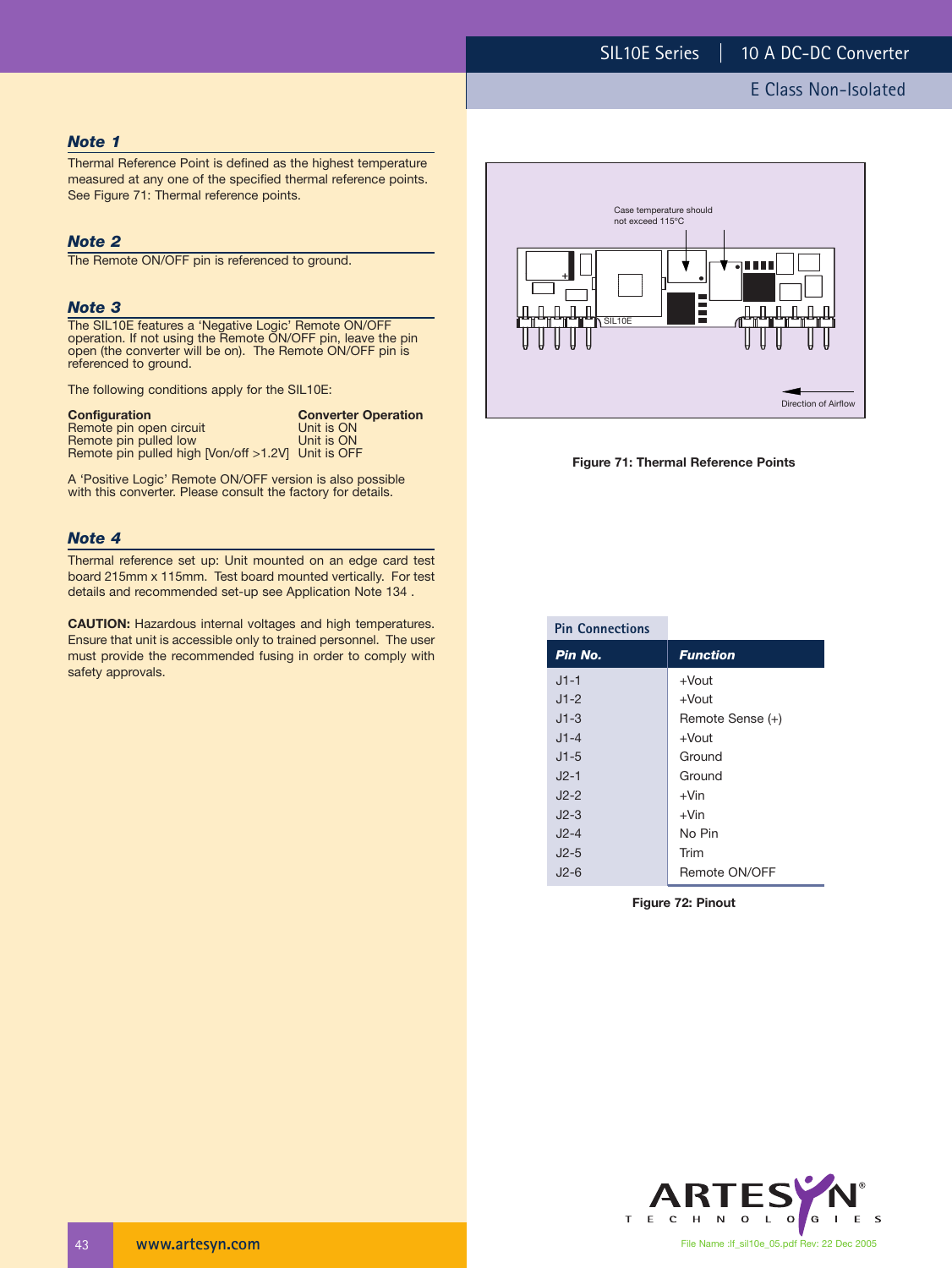### Note 1

Thermal Reference Point is defined as the highest temperature measured at any one of the specified thermal reference points. See Figure 71: Thermal reference points.

### Note 2

The Remote ON/OFF pin is referenced to ground.

### Note 3

The SIL10E features a 'Negative Logic' Remote ON/OFF operation. If not using the Remote ON/OFF pin, leave the pin open (the converter will be on). The Remote ON/OFF pin is referenced to ground.

The following conditions apply for the SIL10E:

| Configuration | Converter Operation |
|---|---|
| Remote pin open circuit | Unit is ON |
| Remote pin pulled low | Unit is ON |
| Remote pin pulled high [Von/off >1.2V] | Unit is OFF |

A 'Positive Logic' Remote ON/OFF version is also possible with this converter. Please consult the factory for details.

### Note 4

Thermal reference set up: Unit mounted on an edge card test board 215mm x 115mm. Test board mounted vertically. For test details and recommended set-up see Application Note 134 .

**CAUTION:** Hazardous internal voltages and high temperatures. Ensure that unit is accessible only to trained personnel. The user must provide the recommended fusing in order to comply with safety approvals.

Case temperature should not exceed 115°C

SIL10E

Direction of Airflow

**Figure 71: Thermal Reference Points**

**Pin Connections**

| Pin No. | Function |
|---|---|
| J1-1 | +Vout |
| J1-2 | +Vout |
| J1-3 | Remote Sense (+) |
| J1-4 | +Vout |
| J1-5 | Ground |
| J2-1 | Ground |
| J2-2 | +Vin |
| J2-3 | +Vin |
| J2-4 | No Pin |
| J2-5 | Trim |
| J2-6 | Remote ON/OFF |

**Figure 72: Pinout**

File Name :lf_sil10e_05.pdf Rev: 22 Dec 2005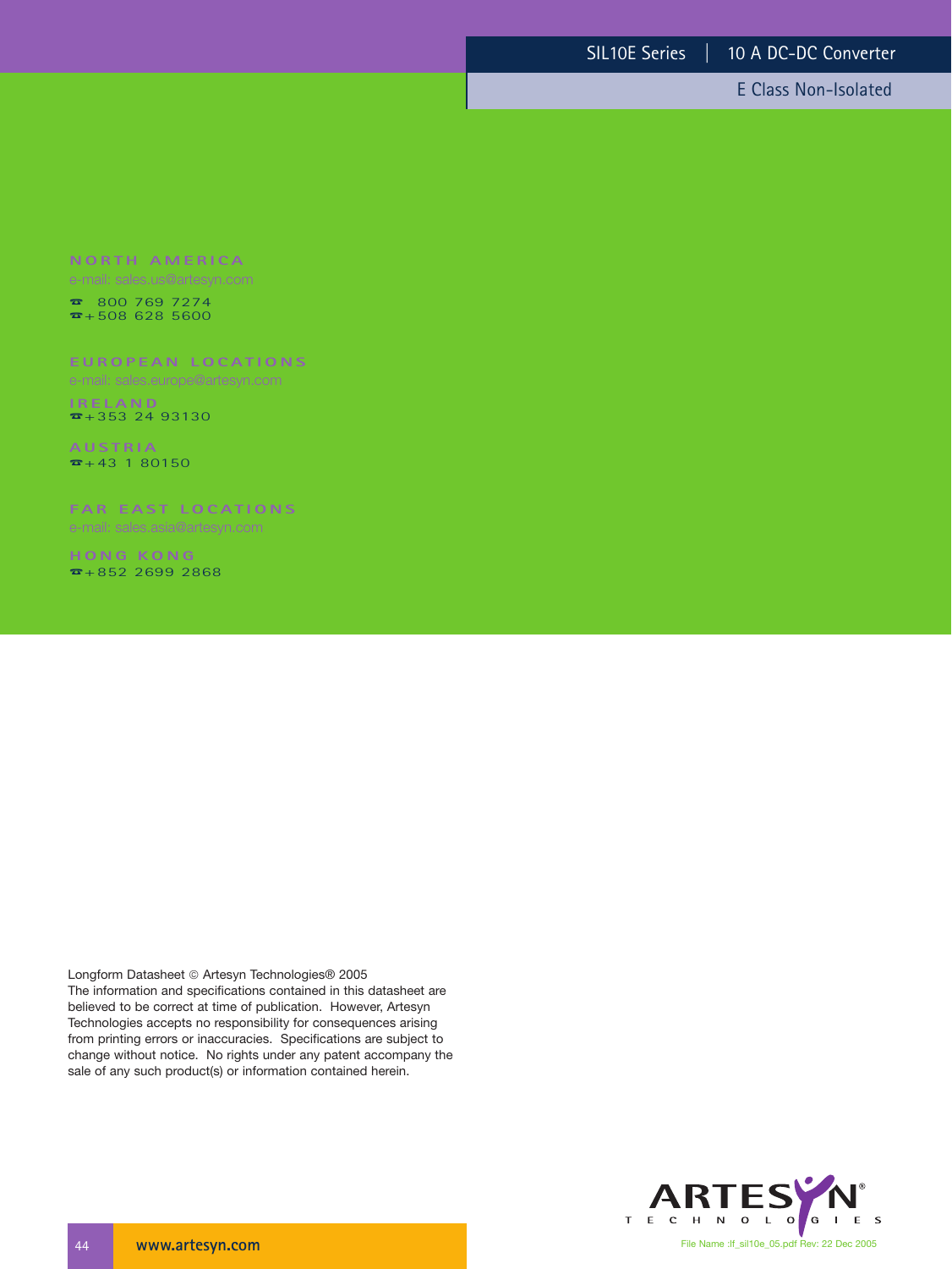## NORTH AMERICA

e-mail: sales.us@artesyn.com

☎ 800 769 7274
☎+508 628 5600

## EUROPEAN LOCATIONS

e-mail: sales.europe@artesyn.com

### IRELAND

☎+353 24 93130

### AUSTRIA

☎+43 1 80150

## FAR EAST LOCATIONS

e-mail: sales.asia@artesyn.com

### HONG KONG

☎+852 2699 2868

Longform Datasheet © Artesyn Technologies® 2005
The information and specifications contained in this datasheet are believed to be correct at time of publication. However, Artesyn Technologies accepts no responsibility for consequences arising from printing errors or inaccuracies. Specifications are subject to change without notice. No rights under any patent accompany the sale of any such product(s) or information contained herein.

ARTESYN® TECHNOLOGIES

File Name :lf_sil10e_05.pdf Rev: 22 Dec 2005